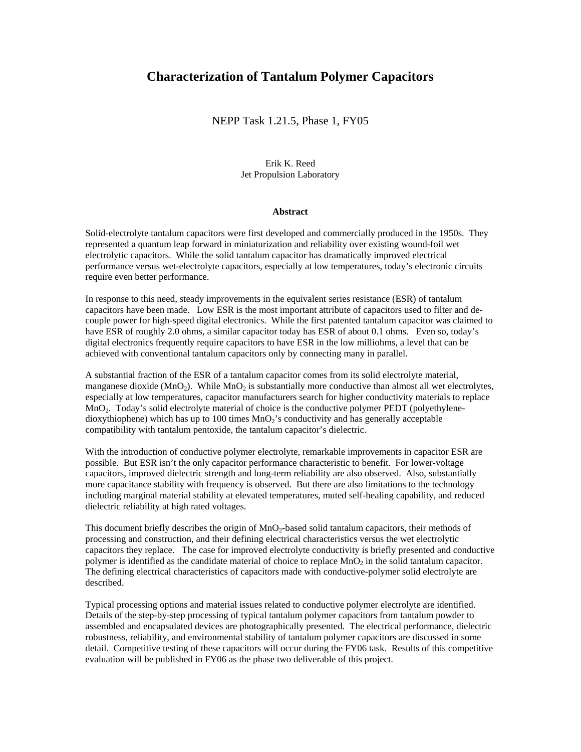# Characterization of Tantalum Polymer Capacitors

NEPP Task 1.21.5, Phase 1, FY05

Erik K. Reed
Jet Propulsion Laboratory

### Abstract

Solid-electrolyte tantalum capacitors were first developed and commercially produced in the 1950s. They represented a quantum leap forward in miniaturization and reliability over existing wound-foil wet electrolytic capacitors. While the solid tantalum capacitor has dramatically improved electrical performance versus wet-electrolyte capacitors, especially at low temperatures, today's electronic circuits require even better performance.

In response to this need, steady improvements in the equivalent series resistance (ESR) of tantalum capacitors have been made. Low ESR is the most important attribute of capacitors used to filter and de-couple power for high-speed digital electronics. While the first patented tantalum capacitor was claimed to have ESR of roughly 2.0 ohms, a similar capacitor today has ESR of about 0.1 ohms. Even so, today's digital electronics frequently require capacitors to have ESR in the low milliohms, a level that can be achieved with conventional tantalum capacitors only by connecting many in parallel.

A substantial fraction of the ESR of a tantalum capacitor comes from its solid electrolyte material, manganese dioxide ($MnO_2$). While $MnO_2$ is substantially more conductive than almost all wet electrolytes, especially at low temperatures, capacitor manufacturers search for higher conductivity materials to replace $MnO_2$. Today's solid electrolyte material of choice is the conductive polymer PEDT (polyethylene-dioxythiophene) which has up to 100 times $MnO_2$'s conductivity and has generally acceptable compatibility with tantalum pentoxide, the tantalum capacitor's dielectric.

With the introduction of conductive polymer electrolyte, remarkable improvements in capacitor ESR are possible. But ESR isn't the only capacitor performance characteristic to benefit. For lower-voltage capacitors, improved dielectric strength and long-term reliability are also observed. Also, substantially more capacitance stability with frequency is observed. But there are also limitations to the technology including marginal material stability at elevated temperatures, muted self-healing capability, and reduced dielectric reliability at high rated voltages.

This document briefly describes the origin of $MnO_2$-based solid tantalum capacitors, their methods of processing and construction, and their defining electrical characteristics versus the wet electrolytic capacitors they replace. The case for improved electrolyte conductivity is briefly presented and conductive polymer is identified as the candidate material of choice to replace $MnO_2$ in the solid tantalum capacitor. The defining electrical characteristics of capacitors made with conductive-polymer solid electrolyte are described.

Typical processing options and material issues related to conductive polymer electrolyte are identified. Details of the step-by-step processing of typical tantalum polymer capacitors from tantalum powder to assembled and encapsulated devices are photographically presented. The electrical performance, dielectric robustness, reliability, and environmental stability of tantalum polymer capacitors are discussed in some detail. Competitive testing of these capacitors will occur during the FY06 task. Results of this competitive evaluation will be published in FY06 as the phase two deliverable of this project.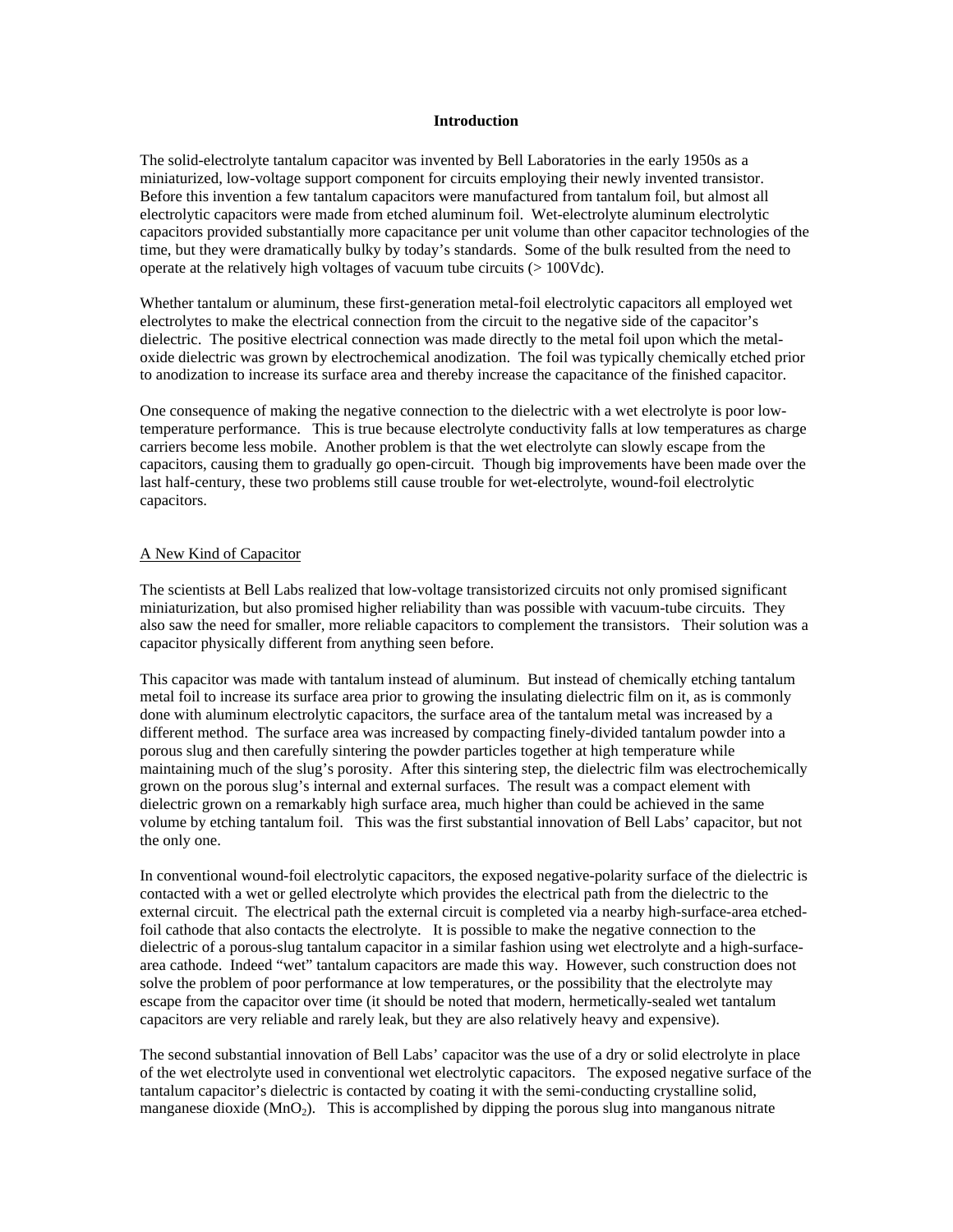## Introduction

The solid-electrolyte tantalum capacitor was invented by Bell Laboratories in the early 1950s as a miniaturized, low-voltage support component for circuits employing their newly invented transistor. Before this invention a few tantalum capacitors were manufactured from tantalum foil, but almost all electrolytic capacitors were made from etched aluminum foil. Wet-electrolyte aluminum electrolytic capacitors provided substantially more capacitance per unit volume than other capacitor technologies of the time, but they were dramatically bulky by today's standards. Some of the bulk resulted from the need to operate at the relatively high voltages of vacuum tube circuits (> 100Vdc).

Whether tantalum or aluminum, these first-generation metal-foil electrolytic capacitors all employed wet electrolytes to make the electrical connection from the circuit to the negative side of the capacitor's dielectric. The positive electrical connection was made directly to the metal foil upon which the metal-oxide dielectric was grown by electrochemical anodization. The foil was typically chemically etched prior to anodization to increase its surface area and thereby increase the capacitance of the finished capacitor.

One consequence of making the negative connection to the dielectric with a wet electrolyte is poor low-temperature performance. This is true because electrolyte conductivity falls at low temperatures as charge carriers become less mobile. Another problem is that the wet electrolyte can slowly escape from the capacitors, causing them to gradually go open-circuit. Though big improvements have been made over the last half-century, these two problems still cause trouble for wet-electrolyte, wound-foil electrolytic capacitors.

### A New Kind of Capacitor

The scientists at Bell Labs realized that low-voltage transistorized circuits not only promised significant miniaturization, but also promised higher reliability than was possible with vacuum-tube circuits. They also saw the need for smaller, more reliable capacitors to complement the transistors. Their solution was a capacitor physically different from anything seen before.

This capacitor was made with tantalum instead of aluminum. But instead of chemically etching tantalum metal foil to increase its surface area prior to growing the insulating dielectric film on it, as is commonly done with aluminum electrolytic capacitors, the surface area of the tantalum metal was increased by a different method. The surface area was increased by compacting finely-divided tantalum powder into a porous slug and then carefully sintering the powder particles together at high temperature while maintaining much of the slug's porosity. After this sintering step, the dielectric film was electrochemically grown on the porous slug's internal and external surfaces. The result was a compact element with dielectric grown on a remarkably high surface area, much higher than could be achieved in the same volume by etching tantalum foil. This was the first substantial innovation of Bell Labs' capacitor, but not the only one.

In conventional wound-foil electrolytic capacitors, the exposed negative-polarity surface of the dielectric is contacted with a wet or gelled electrolyte which provides the electrical path from the dielectric to the external circuit. The electrical path the external circuit is completed via a nearby high-surface-area etched-foil cathode that also contacts the electrolyte. It is possible to make the negative connection to the dielectric of a porous-slug tantalum capacitor in a similar fashion using wet electrolyte and a high-surface-area cathode. Indeed "wet" tantalum capacitors are made this way. However, such construction does not solve the problem of poor performance at low temperatures, or the possibility that the electrolyte may escape from the capacitor over time (it should be noted that modern, hermetically-sealed wet tantalum capacitors are very reliable and rarely leak, but they are also relatively heavy and expensive).

The second substantial innovation of Bell Labs' capacitor was the use of a dry or solid electrolyte in place of the wet electrolyte used in conventional wet electrolytic capacitors. The exposed negative surface of the tantalum capacitor's dielectric is contacted by coating it with the semi-conducting crystalline solid, manganese dioxide ($MnO_2$). This is accomplished by dipping the porous slug into manganous nitrate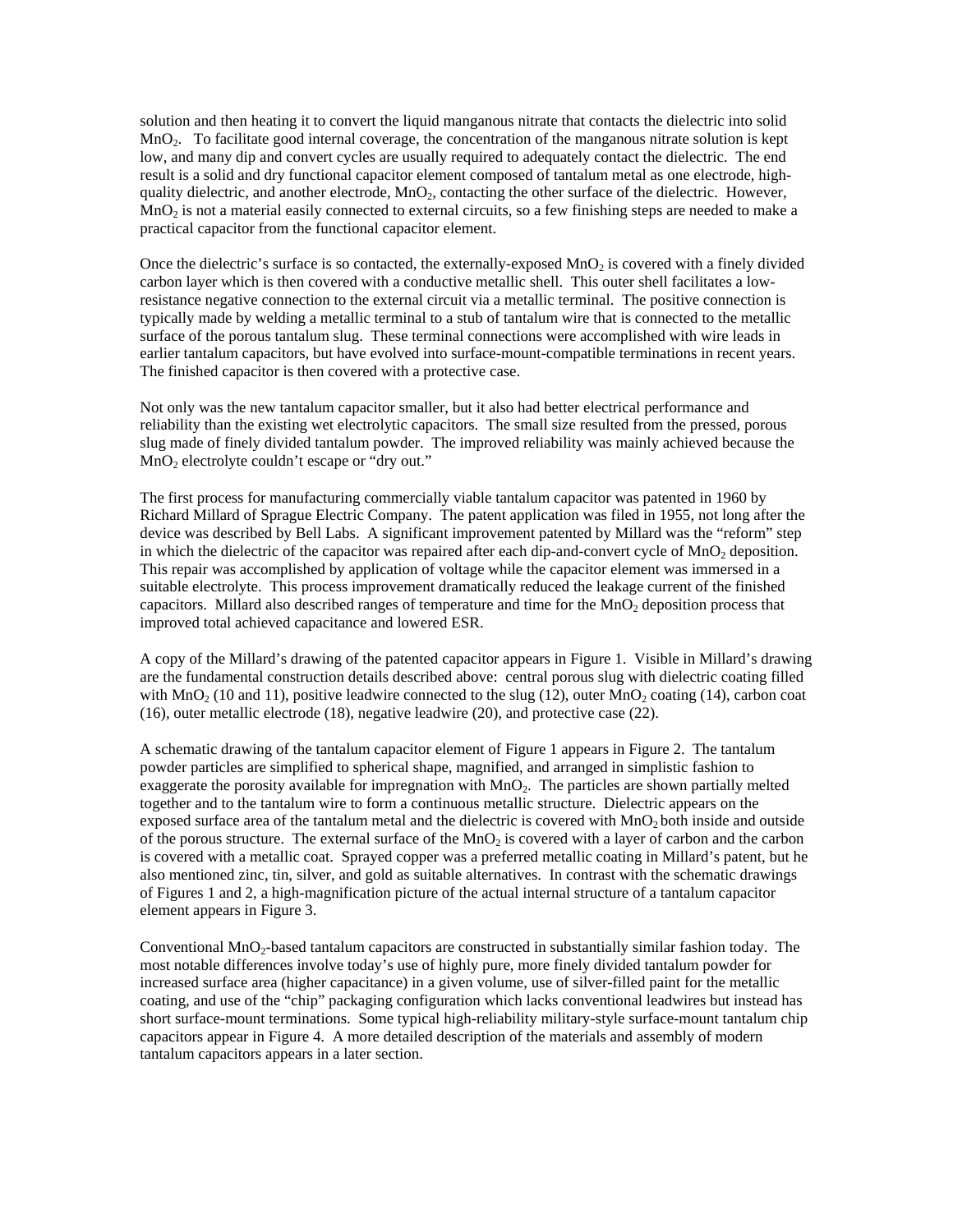solution and then heating it to convert the liquid manganous nitrate that contacts the dielectric into solid $MnO_2$. To facilitate good internal coverage, the concentration of the manganous nitrate solution is kept low, and many dip and convert cycles are usually required to adequately contact the dielectric. The end result is a solid and dry functional capacitor element composed of tantalum metal as one electrode, high-quality dielectric, and another electrode, $MnO_2$, contacting the other surface of the dielectric. However, $MnO_2$ is not a material easily connected to external circuits, so a few finishing steps are needed to make a practical capacitor from the functional capacitor element.

Once the dielectric's surface is so contacted, the externally-exposed $MnO_2$ is covered with a finely divided carbon layer which is then covered with a conductive metallic shell. This outer shell facilitates a low-resistance negative connection to the external circuit via a metallic terminal. The positive connection is typically made by welding a metallic terminal to a stub of tantalum wire that is connected to the metallic surface of the porous tantalum slug. These terminal connections were accomplished with wire leads in earlier tantalum capacitors, but have evolved into surface-mount-compatible terminations in recent years. The finished capacitor is then covered with a protective case.

Not only was the new tantalum capacitor smaller, but it also had better electrical performance and reliability than the existing wet electrolytic capacitors. The small size resulted from the pressed, porous slug made of finely divided tantalum powder. The improved reliability was mainly achieved because the $MnO_2$ electrolyte couldn't escape or "dry out."

The first process for manufacturing commercially viable tantalum capacitor was patented in 1960 by Richard Millard of Sprague Electric Company. The patent application was filed in 1955, not long after the device was described by Bell Labs. A significant improvement patented by Millard was the "reform" step in which the dielectric of the capacitor was repaired after each dip-and-convert cycle of $MnO_2$ deposition. This repair was accomplished by application of voltage while the capacitor element was immersed in a suitable electrolyte. This process improvement dramatically reduced the leakage current of the finished capacitors. Millard also described ranges of temperature and time for the $MnO_2$ deposition process that improved total achieved capacitance and lowered ESR.

A copy of the Millard's drawing of the patented capacitor appears in Figure 1. Visible in Millard's drawing are the fundamental construction details described above: central porous slug with dielectric coating filled with $MnO_2$ (10 and 11), positive leadwire connected to the slug (12), outer $MnO_2$ coating (14), carbon coat (16), outer metallic electrode (18), negative leadwire (20), and protective case (22).

A schematic drawing of the tantalum capacitor element of Figure 1 appears in Figure 2. The tantalum powder particles are simplified to spherical shape, magnified, and arranged in simplistic fashion to exaggerate the porosity available for impregnation with $MnO_2$. The particles are shown partially melted together and to the tantalum wire to form a continuous metallic structure. Dielectric appears on the exposed surface area of the tantalum metal and the dielectric is covered with $MnO_2$ both inside and outside of the porous structure. The external surface of the $MnO_2$ is covered with a layer of carbon and the carbon is covered with a metallic coat. Sprayed copper was a preferred metallic coating in Millard's patent, but he also mentioned zinc, tin, silver, and gold as suitable alternatives. In contrast with the schematic drawings of Figures 1 and 2, a high-magnification picture of the actual internal structure of a tantalum capacitor element appears in Figure 3.

Conventional $MnO_2$-based tantalum capacitors are constructed in substantially similar fashion today. The most notable differences involve today's use of highly pure, more finely divided tantalum powder for increased surface area (higher capacitance) in a given volume, use of silver-filled paint for the metallic coating, and use of the "chip" packaging configuration which lacks conventional leadwires but instead has short surface-mount terminations. Some typical high-reliability military-style surface-mount tantalum chip capacitors appear in Figure 4. A more detailed description of the materials and assembly of modern tantalum capacitors appears in a later section.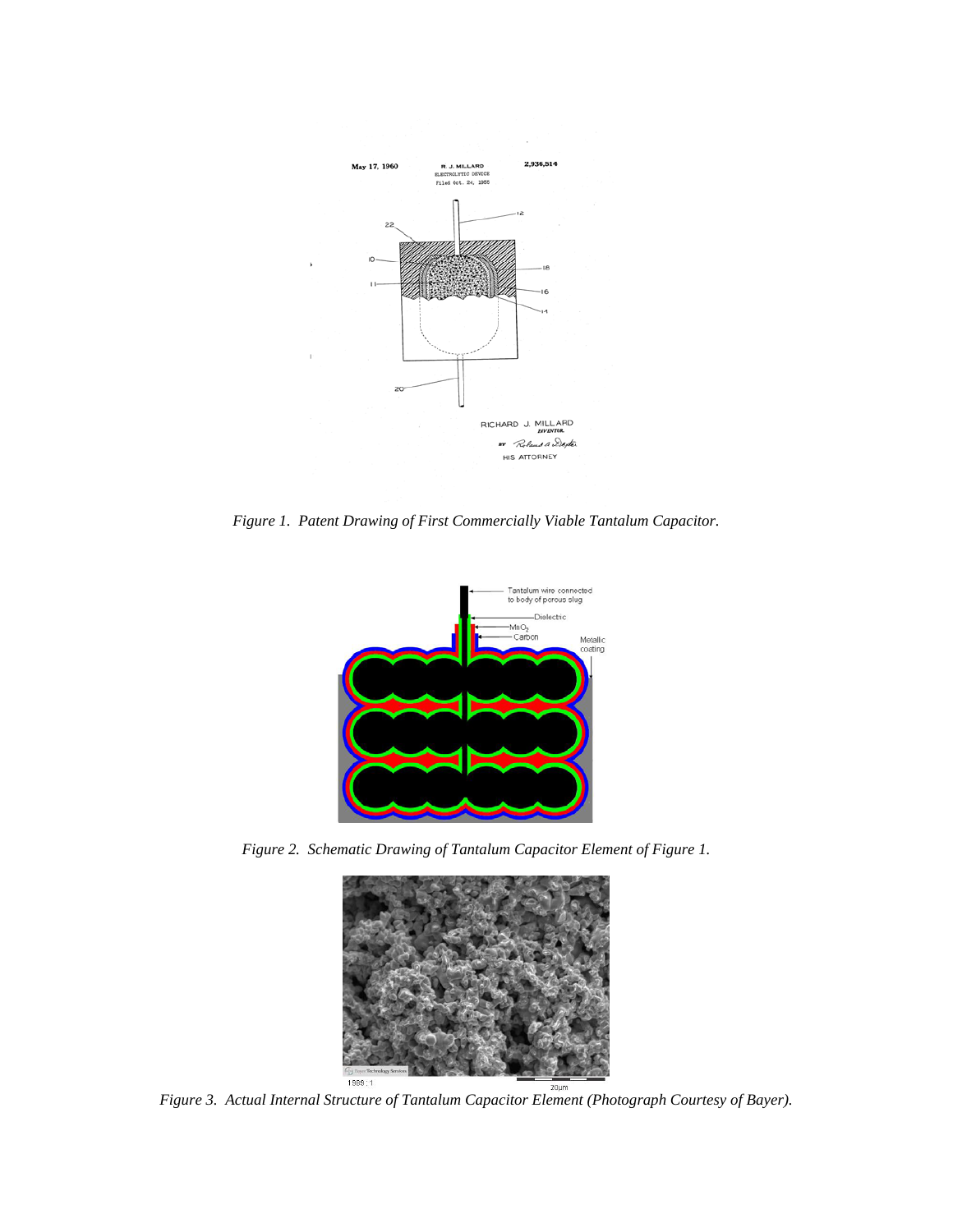*Figure 1. Patent Drawing of First Commercially Viable Tantalum Capacitor.*

*Figure 2. Schematic Drawing of Tantalum Capacitor Element of Figure 1.*

*Figure 3. Actual Internal Structure of Tantalum Capacitor Element (Photograph Courtesy of Bayer).*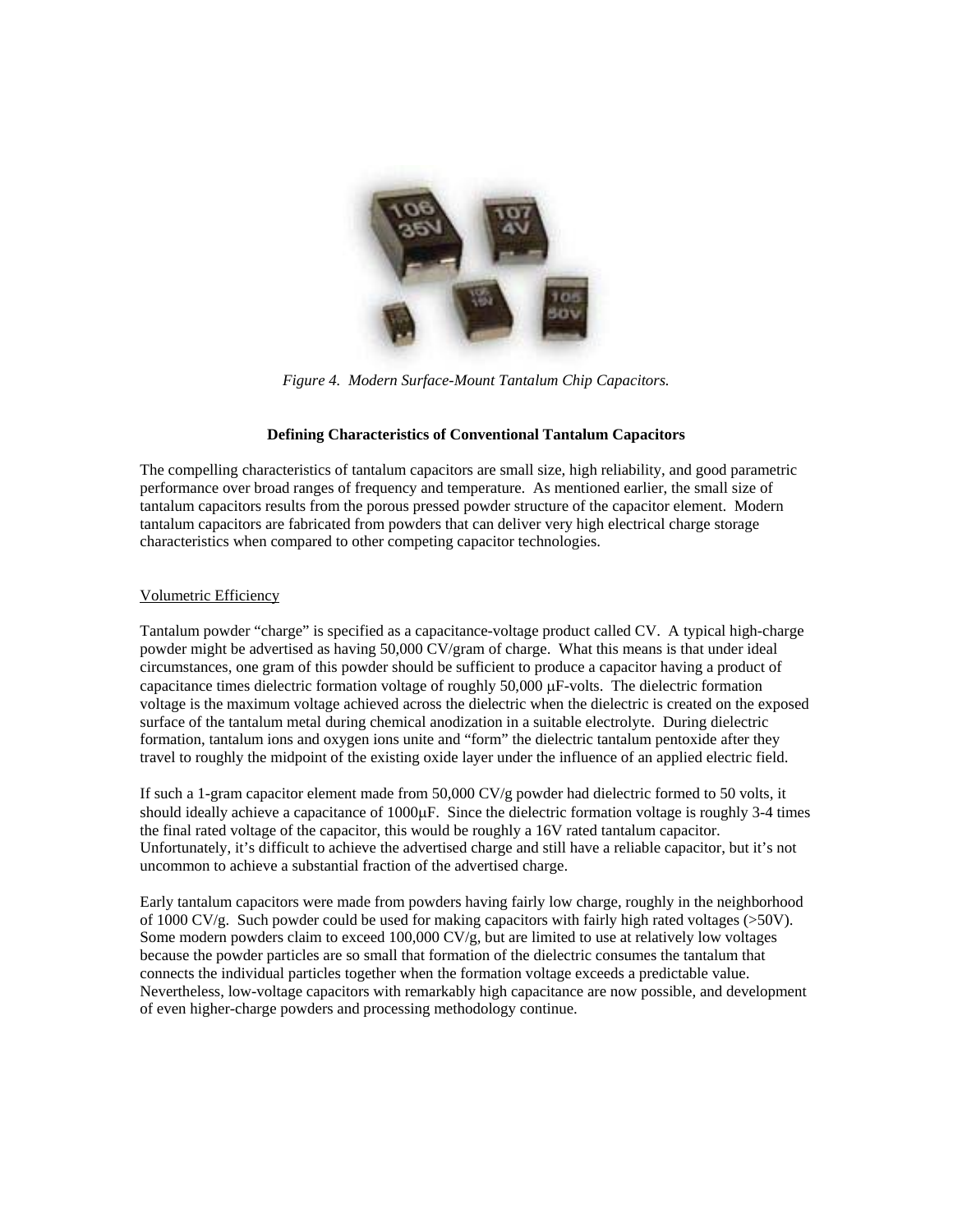*Figure 4. Modern Surface-Mount Tantalum Chip Capacitors.*

**Defining Characteristics of Conventional Tantalum Capacitors**

The compelling characteristics of tantalum capacitors are small size, high reliability, and good parametric performance over broad ranges of frequency and temperature. As mentioned earlier, the small size of tantalum capacitors results from the porous pressed powder structure of the capacitor element. Modern tantalum capacitors are fabricated from powders that can deliver very high electrical charge storage characteristics when compared to other competing capacitor technologies.

Volumetric Efficiency

Tantalum powder "charge" is specified as a capacitance-voltage product called CV. A typical high-charge powder might be advertised as having 50,000 CV/gram of charge. What this means is that under ideal circumstances, one gram of this powder should be sufficient to produce a capacitor having a product of capacitance times dielectric formation voltage of roughly 50,000 μF-volts. The dielectric formation voltage is the maximum voltage achieved across the dielectric when the dielectric is created on the exposed surface of the tantalum metal during chemical anodization in a suitable electrolyte. During dielectric formation, tantalum ions and oxygen ions unite and "form" the dielectric tantalum pentoxide after they travel to roughly the midpoint of the existing oxide layer under the influence of an applied electric field.

If such a 1-gram capacitor element made from 50,000 CV/g powder had dielectric formed to 50 volts, it should ideally achieve a capacitance of 1000μF. Since the dielectric formation voltage is roughly 3-4 times the final rated voltage of the capacitor, this would be roughly a 16V rated tantalum capacitor. Unfortunately, it's difficult to achieve the advertised charge and still have a reliable capacitor, but it's not uncommon to achieve a substantial fraction of the advertised charge.

Early tantalum capacitors were made from powders having fairly low charge, roughly in the neighborhood of 1000 CV/g. Such powder could be used for making capacitors with fairly high rated voltages (>50V). Some modern powders claim to exceed 100,000 CV/g, but are limited to use at relatively low voltages because the powder particles are so small that formation of the dielectric consumes the tantalum that connects the individual particles together when the formation voltage exceeds a predictable value. Nevertheless, low-voltage capacitors with remarkably high capacitance are now possible, and development of even higher-charge powders and processing methodology continue.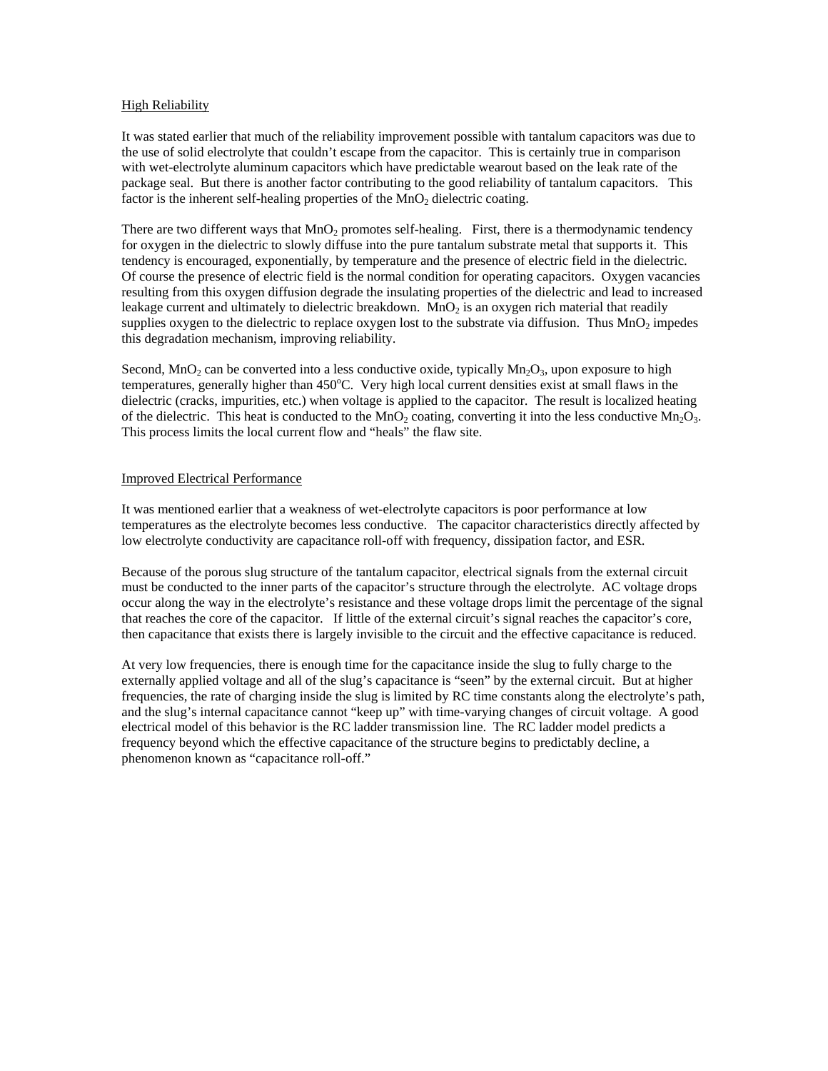## High Reliability

It was stated earlier that much of the reliability improvement possible with tantalum capacitors was due to the use of solid electrolyte that couldn't escape from the capacitor. This is certainly true in comparison with wet-electrolyte aluminum capacitors which have predictable wearout based on the leak rate of the package seal. But there is another factor contributing to the good reliability of tantalum capacitors. This factor is the inherent self-healing properties of the $MnO_2$ dielectric coating.

There are two different ways that $MnO_2$ promotes self-healing. First, there is a thermodynamic tendency for oxygen in the dielectric to slowly diffuse into the pure tantalum substrate metal that supports it. This tendency is encouraged, exponentially, by temperature and the presence of electric field in the dielectric. Of course the presence of electric field is the normal condition for operating capacitors. Oxygen vacancies resulting from this oxygen diffusion degrade the insulating properties of the dielectric and lead to increased leakage current and ultimately to dielectric breakdown. $MnO_2$ is an oxygen rich material that readily supplies oxygen to the dielectric to replace oxygen lost to the substrate via diffusion. Thus $MnO_2$ impedes this degradation mechanism, improving reliability.

Second, $MnO_2$ can be converted into a less conductive oxide, typically $Mn_2O_3$, upon exposure to high temperatures, generally higher than $450^oC$. Very high local current densities exist at small flaws in the dielectric (cracks, impurities, etc.) when voltage is applied to the capacitor. The result is localized heating of the dielectric. This heat is conducted to the $MnO_2$ coating, converting it into the less conductive $Mn_2O_3$. This process limits the local current flow and "heals" the flaw site.

## Improved Electrical Performance

It was mentioned earlier that a weakness of wet-electrolyte capacitors is poor performance at low temperatures as the electrolyte becomes less conductive. The capacitor characteristics directly affected by low electrolyte conductivity are capacitance roll-off with frequency, dissipation factor, and ESR.

Because of the porous slug structure of the tantalum capacitor, electrical signals from the external circuit must be conducted to the inner parts of the capacitor's structure through the electrolyte. AC voltage drops occur along the way in the electrolyte's resistance and these voltage drops limit the percentage of the signal that reaches the core of the capacitor. If little of the external circuit's signal reaches the capacitor's core, then capacitance that exists there is largely invisible to the circuit and the effective capacitance is reduced.

At very low frequencies, there is enough time for the capacitance inside the slug to fully charge to the externally applied voltage and all of the slug's capacitance is "seen" by the external circuit. But at higher frequencies, the rate of charging inside the slug is limited by RC time constants along the electrolyte's path, and the slug's internal capacitance cannot "keep up" with time-varying changes of circuit voltage. A good electrical model of this behavior is the RC ladder transmission line. The RC ladder model predicts a frequency beyond which the effective capacitance of the structure begins to predictably decline, a phenomenon known as "capacitance roll-off."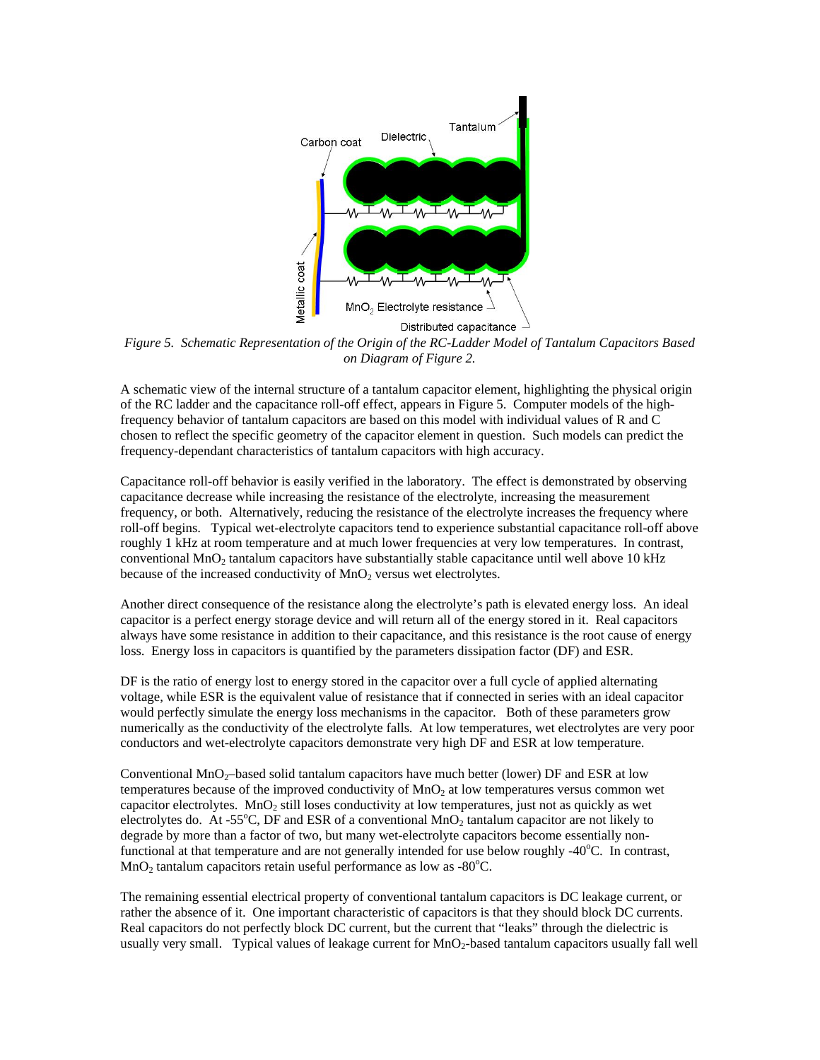*Figure 5. Schematic Representation of the Origin of the RC-Ladder Model of Tantalum Capacitors Based on Diagram of Figure 2.*

A schematic view of the internal structure of a tantalum capacitor element, highlighting the physical origin of the RC ladder and the capacitance roll-off effect, appears in Figure 5. Computer models of the high-frequency behavior of tantalum capacitors are based on this model with individual values of R and C chosen to reflect the specific geometry of the capacitor element in question. Such models can predict the frequency-dependant characteristics of tantalum capacitors with high accuracy.

Capacitance roll-off behavior is easily verified in the laboratory. The effect is demonstrated by observing capacitance decrease while increasing the resistance of the electrolyte, increasing the measurement frequency, or both. Alternatively, reducing the resistance of the electrolyte increases the frequency where roll-off begins. Typical wet-electrolyte capacitors tend to experience substantial capacitance roll-off above roughly 1 kHz at room temperature and at much lower frequencies at very low temperatures. In contrast, conventional $MnO_2$ tantalum capacitors have substantially stable capacitance until well above 10 kHz because of the increased conductivity of $MnO_2$ versus wet electrolytes.

Another direct consequence of the resistance along the electrolyte's path is elevated energy loss. An ideal capacitor is a perfect energy storage device and will return all of the energy stored in it. Real capacitors always have some resistance in addition to their capacitance, and this resistance is the root cause of energy loss. Energy loss in capacitors is quantified by the parameters dissipation factor (DF) and ESR.

DF is the ratio of energy lost to energy stored in the capacitor over a full cycle of applied alternating voltage, while ESR is the equivalent value of resistance that if connected in series with an ideal capacitor would perfectly simulate the energy loss mechanisms in the capacitor. Both of these parameters grow numerically as the conductivity of the electrolyte falls. At low temperatures, wet electrolytes are very poor conductors and wet-electrolyte capacitors demonstrate very high DF and ESR at low temperature.

Conventional $MnO_2$–based solid tantalum capacitors have much better (lower) DF and ESR at low temperatures because of the improved conductivity of $MnO_2$ at low temperatures versus common wet capacitor electrolytes. $MnO_2$ still loses conductivity at low temperatures, just not as quickly as wet electrolytes do. At -55°C, DF and ESR of a conventional $MnO_2$ tantalum capacitor are not likely to degrade by more than a factor of two, but many wet-electrolyte capacitors become essentially non-functional at that temperature and are not generally intended for use below roughly -40°C. In contrast, $MnO_2$ tantalum capacitors retain useful performance as low as -80°C.

The remaining essential electrical property of conventional tantalum capacitors is DC leakage current, or rather the absence of it. One important characteristic of capacitors is that they should block DC currents. Real capacitors do not perfectly block DC current, but the current that "leaks" through the dielectric is usually very small. Typical values of leakage current for $MnO_2$-based tantalum capacitors usually fall well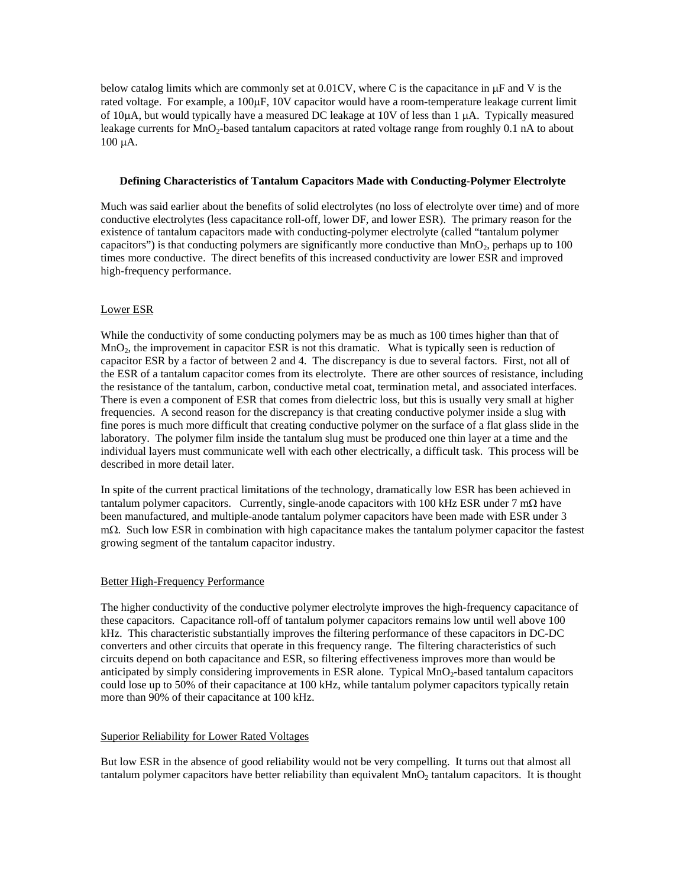below catalog limits which are commonly set at 0.01CV, where C is the capacitance in μF and V is the rated voltage. For example, a 100μF, 10V capacitor would have a room-temperature leakage current limit of 10μA, but would typically have a measured DC leakage at 10V of less than 1 μA. Typically measured leakage currents for $MnO_2$-based tantalum capacitors at rated voltage range from roughly 0.1 nA to about 100 μA.

### Defining Characteristics of Tantalum Capacitors Made with Conducting-Polymer Electrolyte

Much was said earlier about the benefits of solid electrolytes (no loss of electrolyte over time) and of more conductive electrolytes (less capacitance roll-off, lower DF, and lower ESR). The primary reason for the existence of tantalum capacitors made with conducting-polymer electrolyte (called "tantalum polymer capacitors") is that conducting polymers are significantly more conductive than $MnO_2$, perhaps up to 100 times more conductive. The direct benefits of this increased conductivity are lower ESR and improved high-frequency performance.

#### Lower ESR

While the conductivity of some conducting polymers may be as much as 100 times higher than that of $MnO_2$, the improvement in capacitor ESR is not this dramatic. What is typically seen is reduction of capacitor ESR by a factor of between 2 and 4. The discrepancy is due to several factors. First, not all of the ESR of a tantalum capacitor comes from its electrolyte. There are other sources of resistance, including the resistance of the tantalum, carbon, conductive metal coat, termination metal, and associated interfaces. There is even a component of ESR that comes from dielectric loss, but this is usually very small at higher frequencies. A second reason for the discrepancy is that creating conductive polymer inside a slug with fine pores is much more difficult that creating conductive polymer on the surface of a flat glass slide in the laboratory. The polymer film inside the tantalum slug must be produced one thin layer at a time and the individual layers must communicate well with each other electrically, a difficult task. This process will be described in more detail later.

In spite of the current practical limitations of the technology, dramatically low ESR has been achieved in tantalum polymer capacitors. Currently, single-anode capacitors with 100 kHz ESR under 7 mΩ have been manufactured, and multiple-anode tantalum polymer capacitors have been made with ESR under 3 mΩ. Such low ESR in combination with high capacitance makes the tantalum polymer capacitor the fastest growing segment of the tantalum capacitor industry.

#### Better High-Frequency Performance

The higher conductivity of the conductive polymer electrolyte improves the high-frequency capacitance of these capacitors. Capacitance roll-off of tantalum polymer capacitors remains low until well above 100 kHz. This characteristic substantially improves the filtering performance of these capacitors in DC-DC converters and other circuits that operate in this frequency range. The filtering characteristics of such circuits depend on both capacitance and ESR, so filtering effectiveness improves more than would be anticipated by simply considering improvements in ESR alone. Typical $MnO_2$-based tantalum capacitors could lose up to 50% of their capacitance at 100 kHz, while tantalum polymer capacitors typically retain more than 90% of their capacitance at 100 kHz.

#### Superior Reliability for Lower Rated Voltages

But low ESR in the absence of good reliability would not be very compelling. It turns out that almost all tantalum polymer capacitors have better reliability than equivalent $MnO_2$ tantalum capacitors. It is thought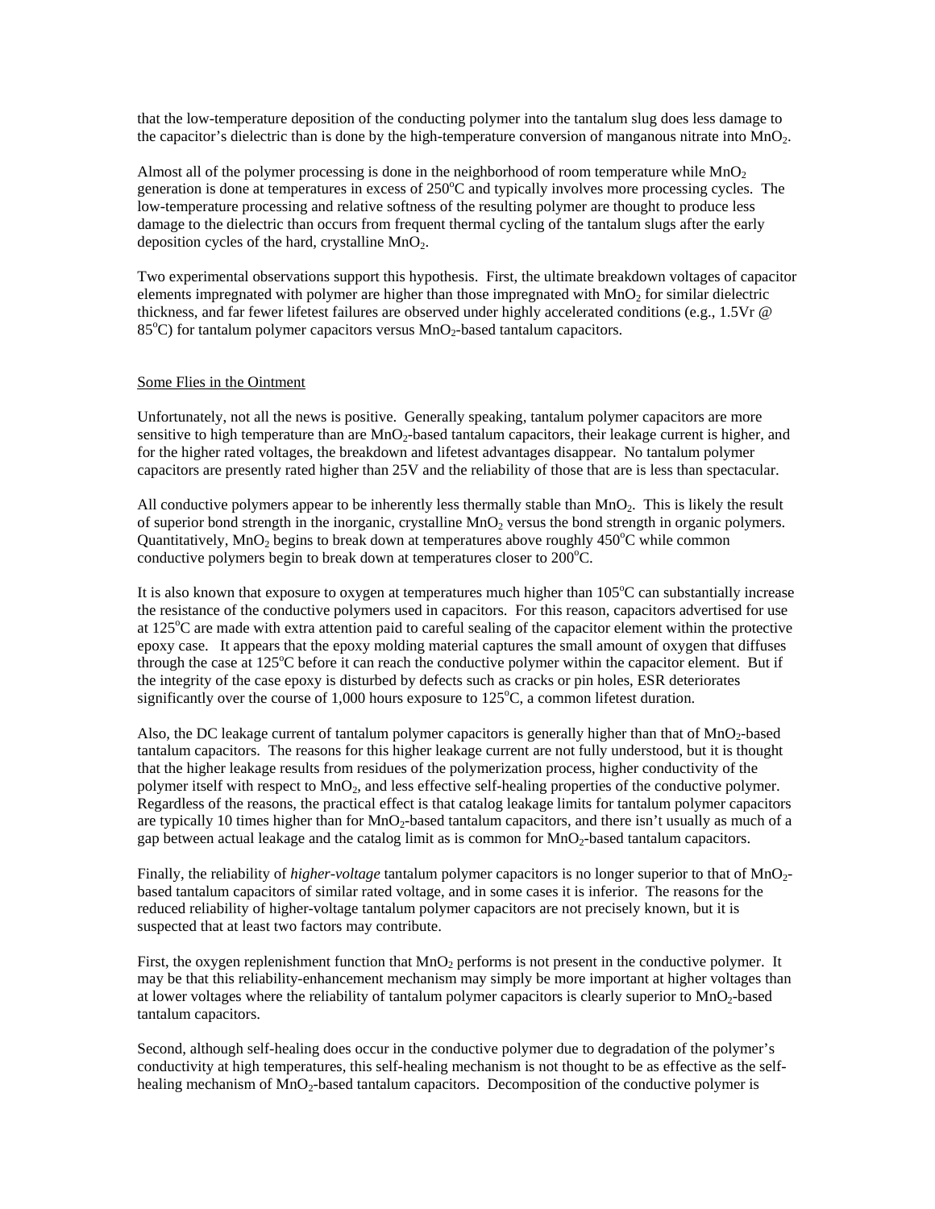that the low-temperature deposition of the conducting polymer into the tantalum slug does less damage to the capacitor's dielectric than is done by the high-temperature conversion of manganous nitrate into $MnO_2$.

Almost all of the polymer processing is done in the neighborhood of room temperature while $MnO_2$ generation is done at temperatures in excess of 250°C and typically involves more processing cycles. The low-temperature processing and relative softness of the resulting polymer are thought to produce less damage to the dielectric than occurs from frequent thermal cycling of the tantalum slugs after the early deposition cycles of the hard, crystalline $MnO_2$.

Two experimental observations support this hypothesis. First, the ultimate breakdown voltages of capacitor elements impregnated with polymer are higher than those impregnated with $MnO_2$ for similar dielectric thickness, and far fewer lifetest failures are observed under highly accelerated conditions (e.g., 1.5Vr @ 85°C) for tantalum polymer capacitors versus $MnO_2$-based tantalum capacitors.

Some Flies in the Ointment

Unfortunately, not all the news is positive. Generally speaking, tantalum polymer capacitors are more sensitive to high temperature than are $MnO_2$-based tantalum capacitors, their leakage current is higher, and for the higher rated voltages, the breakdown and lifetest advantages disappear. No tantalum polymer capacitors are presently rated higher than 25V and the reliability of those that are is less than spectacular.

All conductive polymers appear to be inherently less thermally stable than $MnO_2$. This is likely the result of superior bond strength in the inorganic, crystalline $MnO_2$ versus the bond strength in organic polymers. Quantitatively, $MnO_2$ begins to break down at temperatures above roughly 450°C while common conductive polymers begin to break down at temperatures closer to 200°C.

It is also known that exposure to oxygen at temperatures much higher than 105°C can substantially increase the resistance of the conductive polymers used in capacitors. For this reason, capacitors advertised for use at 125°C are made with extra attention paid to careful sealing of the capacitor element within the protective epoxy case. It appears that the epoxy molding material captures the small amount of oxygen that diffuses through the case at 125°C before it can reach the conductive polymer within the capacitor element. But if the integrity of the case epoxy is disturbed by defects such as cracks or pin holes, ESR deteriorates significantly over the course of 1,000 hours exposure to 125°C, a common lifetest duration.

Also, the DC leakage current of tantalum polymer capacitors is generally higher than that of $MnO_2$-based tantalum capacitors. The reasons for this higher leakage current are not fully understood, but it is thought that the higher leakage results from residues of the polymerization process, higher conductivity of the polymer itself with respect to $MnO_2$, and less effective self-healing properties of the conductive polymer. Regardless of the reasons, the practical effect is that catalog leakage limits for tantalum polymer capacitors are typically 10 times higher than for $MnO_2$-based tantalum capacitors, and there isn't usually as much of a gap between actual leakage and the catalog limit as is common for $MnO_2$-based tantalum capacitors.

Finally, the reliability of *higher-voltage* tantalum polymer capacitors is no longer superior to that of $MnO_2$-based tantalum capacitors of similar rated voltage, and in some cases it is inferior. The reasons for the reduced reliability of higher-voltage tantalum polymer capacitors are not precisely known, but it is suspected that at least two factors may contribute.

First, the oxygen replenishment function that $MnO_2$ performs is not present in the conductive polymer. It may be that this reliability-enhancement mechanism may simply be more important at higher voltages than at lower voltages where the reliability of tantalum polymer capacitors is clearly superior to $MnO_2$-based tantalum capacitors.

Second, although self-healing does occur in the conductive polymer due to degradation of the polymer's conductivity at high temperatures, this self-healing mechanism is not thought to be as effective as the self-healing mechanism of $MnO_2$-based tantalum capacitors. Decomposition of the conductive polymer is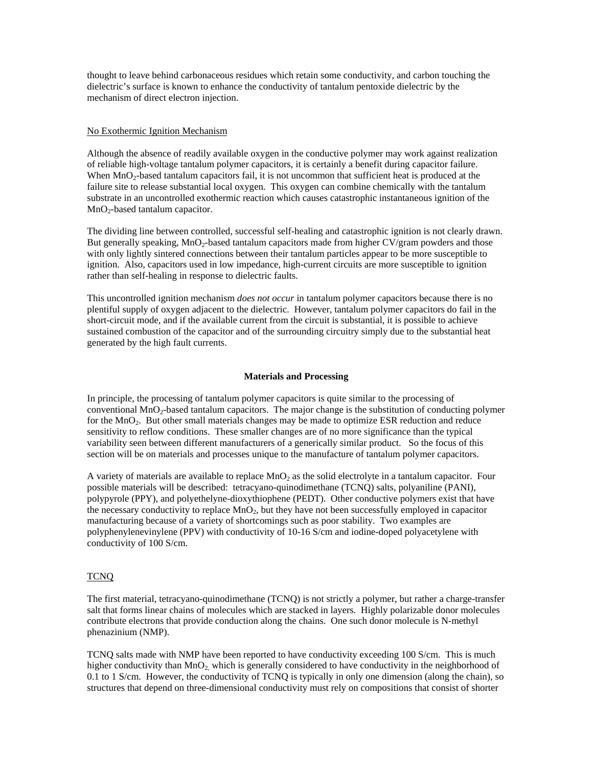thought to leave behind carbonaceous residues which retain some conductivity, and carbon touching the dielectric's surface is known to enhance the conductivity of tantalum pentoxide dielectric by the mechanism of direct electron injection.

### No Exothermic Ignition Mechanism

Although the absence of readily available oxygen in the conductive polymer may work against realization of reliable high-voltage tantalum polymer capacitors, it is certainly a benefit during capacitor failure. When $MnO_2$-based tantalum capacitors fail, it is not uncommon that sufficient heat is produced at the failure site to release substantial local oxygen. This oxygen can combine chemically with the tantalum substrate in an uncontrolled exothermic reaction which causes catastrophic instantaneous ignition of the $MnO_2$-based tantalum capacitor.

The dividing line between controlled, successful self-healing and catastrophic ignition is not clearly drawn. But generally speaking, $MnO_2$-based tantalum capacitors made from higher CV/gram powders and those with only lightly sintered connections between their tantalum particles appear to be more susceptible to ignition. Also, capacitors used in low impedance, high-current circuits are more susceptible to ignition rather than self-healing in response to dielectric faults.

This uncontrolled ignition mechanism *does not occur* in tantalum polymer capacitors because there is no plentiful supply of oxygen adjacent to the dielectric. However, tantalum polymer capacitors do fail in the short-circuit mode, and if the available current from the circuit is substantial, it is possible to achieve sustained combustion of the capacitor and of the surrounding circuitry simply due to the substantial heat generated by the high fault currents.

## Materials and Processing

In principle, the processing of tantalum polymer capacitors is quite similar to the processing of conventional $MnO_2$-based tantalum capacitors. The major change is the substitution of conducting polymer for the $MnO_2$. But other small materials changes may be made to optimize ESR reduction and reduce sensitivity to reflow conditions. These smaller changes are of no more significance than the typical variability seen between different manufacturers of a generically similar product. So the focus of this section will be on materials and processes unique to the manufacture of tantalum polymer capacitors.

A variety of materials are available to replace $MnO_2$ as the solid electrolyte in a tantalum capacitor. Four possible materials will be described: tetracyano-quinodimethane (TCNQ) salts, polyaniline (PANI), polypyrole (PPY), and polyethelyne-dioxythiophene (PEDT). Other conductive polymers exist that have the necessary conductivity to replace $MnO_2$, but they have not been successfully employed in capacitor manufacturing because of a variety of shortcomings such as poor stability. Two examples are polyphenylenevinylene (PPV) with conductivity of 10-16 S/cm and iodine-doped polyacetylene with conductivity of 100 S/cm.

### TCNQ

The first material, tetracyano-quinodimethane (TCNQ) is not strictly a polymer, but rather a charge-transfer salt that forms linear chains of molecules which are stacked in layers. Highly polarizable donor molecules contribute electrons that provide conduction along the chains. One such donor molecule is N-methyl phenazinium (NMP).

TCNQ salts made with NMP have been reported to have conductivity exceeding 100 S/cm. This is much higher conductivity than $MnO_2$, which is generally considered to have conductivity in the neighborhood of 0.1 to 1 S/cm. However, the conductivity of TCNQ is typically in only one dimension (along the chain), so structures that depend on three-dimensional conductivity must rely on compositions that consist of shorter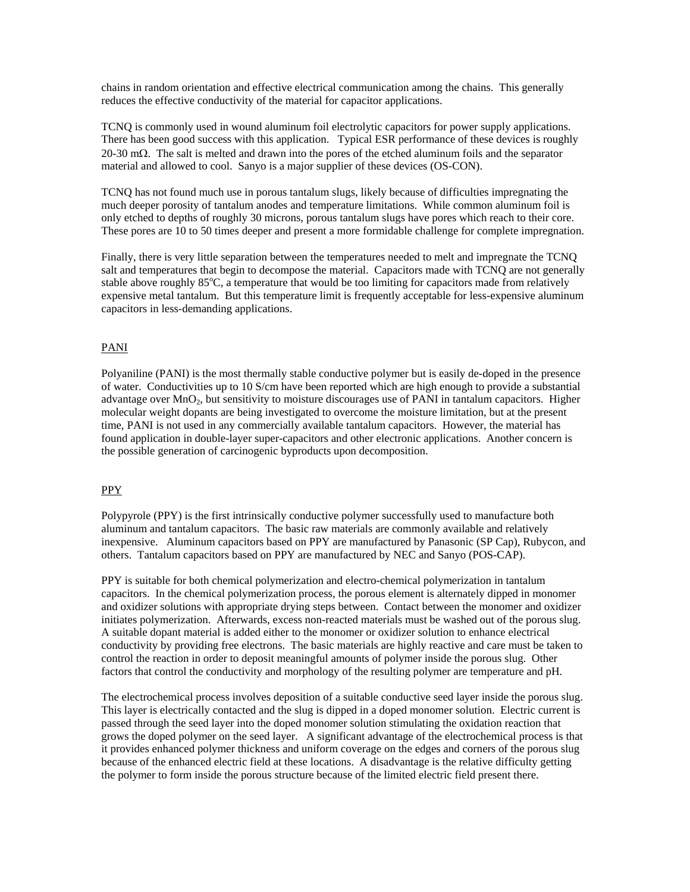chains in random orientation and effective electrical communication among the chains. This generally reduces the effective conductivity of the material for capacitor applications.

TCNQ is commonly used in wound aluminum foil electrolytic capacitors for power supply applications. There has been good success with this application. Typical ESR performance of these devices is roughly 20-30 mΩ. The salt is melted and drawn into the pores of the etched aluminum foils and the separator material and allowed to cool. Sanyo is a major supplier of these devices (OS-CON).

TCNQ has not found much use in porous tantalum slugs, likely because of difficulties impregnating the much deeper porosity of tantalum anodes and temperature limitations. While common aluminum foil is only etched to depths of roughly 30 microns, porous tantalum slugs have pores which reach to their core. These pores are 10 to 50 times deeper and present a more formidable challenge for complete impregnation.

Finally, there is very little separation between the temperatures needed to melt and impregnate the TCNQ salt and temperatures that begin to decompose the material. Capacitors made with TCNQ are not generally stable above roughly 85$^o$C, a temperature that would be too limiting for capacitors made from relatively expensive metal tantalum. But this temperature limit is frequently acceptable for less-expensive aluminum capacitors in less-demanding applications.

## PANI

Polyaniline (PANI) is the most thermally stable conductive polymer but is easily de-doped in the presence of water. Conductivities up to 10 S/cm have been reported which are high enough to provide a substantial advantage over $MnO_2$, but sensitivity to moisture discourages use of PANI in tantalum capacitors. Higher molecular weight dopants are being investigated to overcome the moisture limitation, but at the present time, PANI is not used in any commercially available tantalum capacitors. However, the material has found application in double-layer super-capacitors and other electronic applications. Another concern is the possible generation of carcinogenic byproducts upon decomposition.

## PPY

Polypyrole (PPY) is the first intrinsically conductive polymer successfully used to manufacture both aluminum and tantalum capacitors. The basic raw materials are commonly available and relatively inexpensive. Aluminum capacitors based on PPY are manufactured by Panasonic (SP Cap), Rubycon, and others. Tantalum capacitors based on PPY are manufactured by NEC and Sanyo (POS-CAP).

PPY is suitable for both chemical polymerization and electro-chemical polymerization in tantalum capacitors. In the chemical polymerization process, the porous element is alternately dipped in monomer and oxidizer solutions with appropriate drying steps between. Contact between the monomer and oxidizer initiates polymerization. Afterwards, excess non-reacted materials must be washed out of the porous slug. A suitable dopant material is added either to the monomer or oxidizer solution to enhance electrical conductivity by providing free electrons. The basic materials are highly reactive and care must be taken to control the reaction in order to deposit meaningful amounts of polymer inside the porous slug. Other factors that control the conductivity and morphology of the resulting polymer are temperature and pH.

The electrochemical process involves deposition of a suitable conductive seed layer inside the porous slug. This layer is electrically contacted and the slug is dipped in a doped monomer solution. Electric current is passed through the seed layer into the doped monomer solution stimulating the oxidation reaction that grows the doped polymer on the seed layer. A significant advantage of the electrochemical process is that it provides enhanced polymer thickness and uniform coverage on the edges and corners of the porous slug because of the enhanced electric field at these locations. A disadvantage is the relative difficulty getting the polymer to form inside the porous structure because of the limited electric field present there.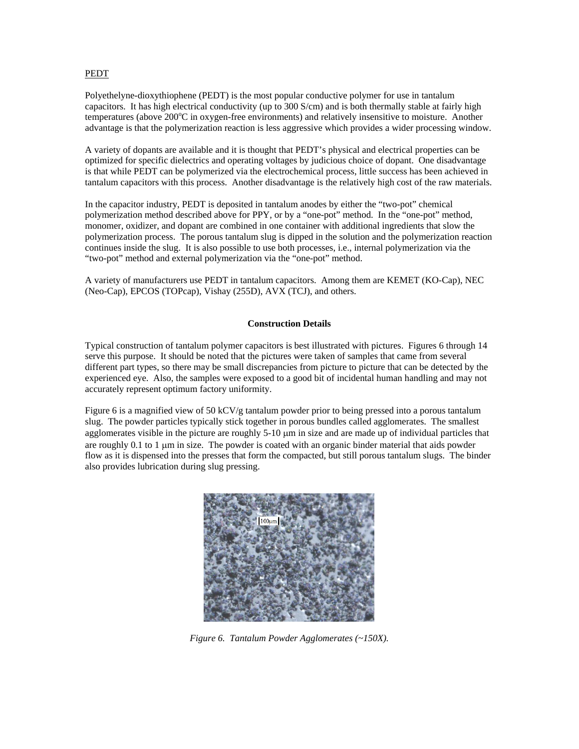PEDT

Polyethelyne-dioxythiophene (PEDT) is the most popular conductive polymer for use in tantalum capacitors. It has high electrical conductivity (up to 300 S/cm) and is both thermally stable at fairly high temperatures (above 200$^{o}$C in oxygen-free environments) and relatively insensitive to moisture. Another advantage is that the polymerization reaction is less aggressive which provides a wider processing window.

A variety of dopants are available and it is thought that PEDT's physical and electrical properties can be optimized for specific dielectrics and operating voltages by judicious choice of dopant. One disadvantage is that while PEDT can be polymerized via the electrochemical process, little success has been achieved in tantalum capacitors with this process. Another disadvantage is the relatively high cost of the raw materials.

In the capacitor industry, PEDT is deposited in tantalum anodes by either the "two-pot" chemical polymerization method described above for PPY, or by a "one-pot" method. In the "one-pot" method, monomer, oxidizer, and dopant are combined in one container with additional ingredients that slow the polymerization process. The porous tantalum slug is dipped in the solution and the polymerization reaction continues inside the slug. It is also possible to use both processes, i.e., internal polymerization via the "two-pot" method and external polymerization via the "one-pot" method.

A variety of manufacturers use PEDT in tantalum capacitors. Among them are KEMET (KO-Cap), NEC (Neo-Cap), EPCOS (TOPcap), Vishay (255D), AVX (TCJ), and others.

## Construction Details

Typical construction of tantalum polymer capacitors is best illustrated with pictures. Figures 6 through 14 serve this purpose. It should be noted that the pictures were taken of samples that came from several different part types, so there may be small discrepancies from picture to picture that can be detected by the experienced eye. Also, the samples were exposed to a good bit of incidental human handling and may not accurately represent optimum factory uniformity.

Figure 6 is a magnified view of 50 kCV/g tantalum powder prior to being pressed into a porous tantalum slug. The powder particles typically stick together in porous bundles called agglomerates. The smallest agglomerates visible in the picture are roughly 5-10 μm in size and are made up of individual particles that are roughly 0.1 to 1 μm in size. The powder is coated with an organic binder material that aids powder flow as it is dispensed into the presses that form the compacted, but still porous tantalum slugs. The binder also provides lubrication during slug pressing.

*Figure 6. Tantalum Powder Agglomerates (~150X).*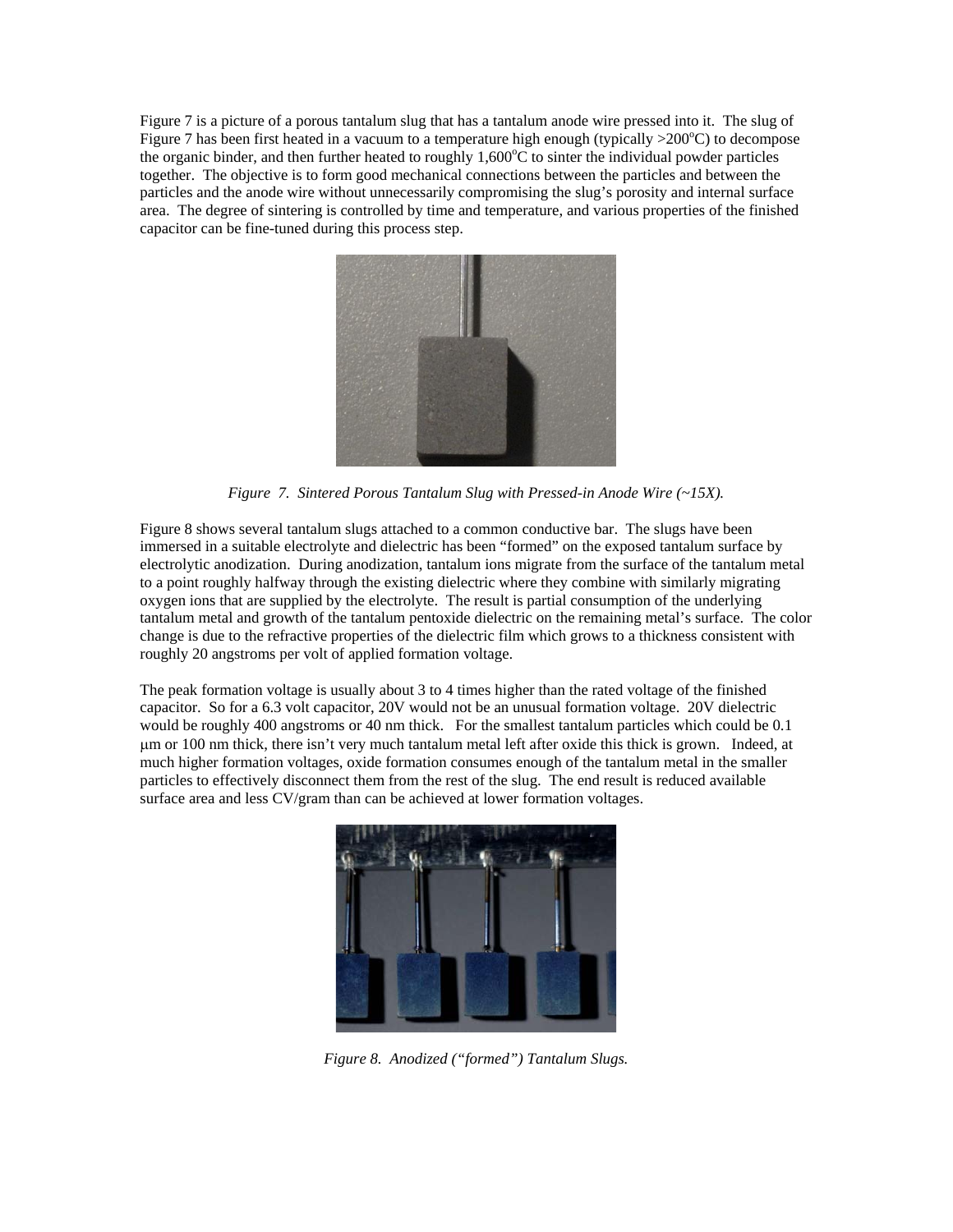Figure 7 is a picture of a porous tantalum slug that has a tantalum anode wire pressed into it. The slug of Figure 7 has been first heated in a vacuum to a temperature high enough (typically >200°C) to decompose the organic binder, and then further heated to roughly 1,600°C to sinter the individual powder particles together. The objective is to form good mechanical connections between the particles and between the particles and the anode wire without unnecessarily compromising the slug's porosity and internal surface area. The degree of sintering is controlled by time and temperature, and various properties of the finished capacitor can be fine-tuned during this process step.

*Figure 7. Sintered Porous Tantalum Slug with Pressed-in Anode Wire (~15X).*

Figure 8 shows several tantalum slugs attached to a common conductive bar. The slugs have been immersed in a suitable electrolyte and dielectric has been "formed" on the exposed tantalum surface by electrolytic anodization. During anodization, tantalum ions migrate from the surface of the tantalum metal to a point roughly halfway through the existing dielectric where they combine with similarly migrating oxygen ions that are supplied by the electrolyte. The result is partial consumption of the underlying tantalum metal and growth of the tantalum pentoxide dielectric on the remaining metal's surface. The color change is due to the refractive properties of the dielectric film which grows to a thickness consistent with roughly 20 angstroms per volt of applied formation voltage.

The peak formation voltage is usually about 3 to 4 times higher than the rated voltage of the finished capacitor. So for a 6.3 volt capacitor, 20V would not be an unusual formation voltage. 20V dielectric would be roughly 400 angstroms or 40 nm thick. For the smallest tantalum particles which could be 0.1 μm or 100 nm thick, there isn't very much tantalum metal left after oxide this thick is grown. Indeed, at much higher formation voltages, oxide formation consumes enough of the tantalum metal in the smaller particles to effectively disconnect them from the rest of the slug. The end result is reduced available surface area and less CV/gram than can be achieved at lower formation voltages.

*Figure 8. Anodized ("formed") Tantalum Slugs.*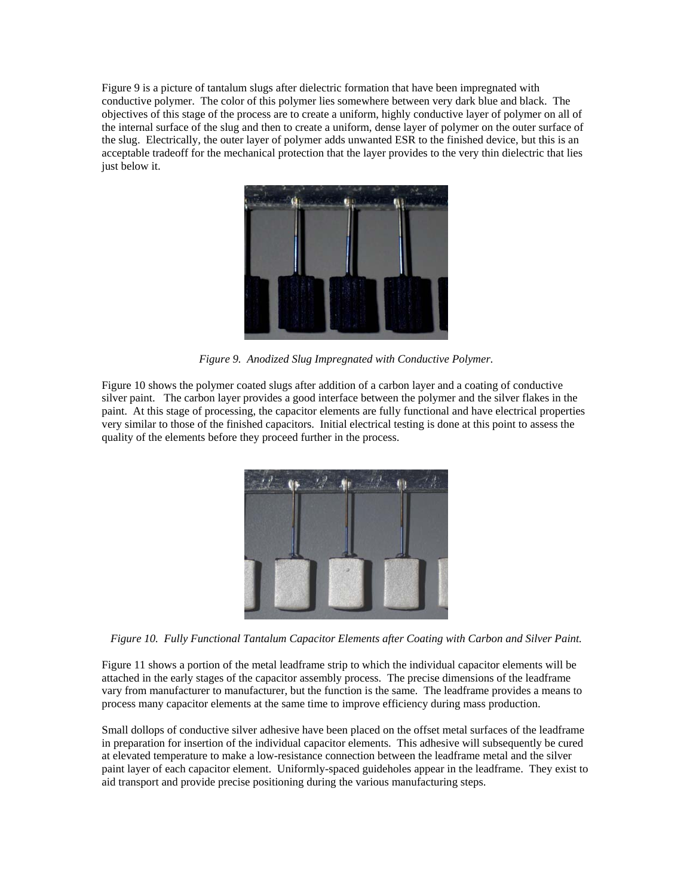Figure 9 is a picture of tantalum slugs after dielectric formation that have been impregnated with conductive polymer. The color of this polymer lies somewhere between very dark blue and black. The objectives of this stage of the process are to create a uniform, highly conductive layer of polymer on all of the internal surface of the slug and then to create a uniform, dense layer of polymer on the outer surface of the slug. Electrically, the outer layer of polymer adds unwanted ESR to the finished device, but this is an acceptable tradeoff for the mechanical protection that the layer provides to the very thin dielectric that lies just below it.

*Figure 9. Anodized Slug Impregnated with Conductive Polymer.*

Figure 10 shows the polymer coated slugs after addition of a carbon layer and a coating of conductive silver paint. The carbon layer provides a good interface between the polymer and the silver flakes in the paint. At this stage of processing, the capacitor elements are fully functional and have electrical properties very similar to those of the finished capacitors. Initial electrical testing is done at this point to assess the quality of the elements before they proceed further in the process.

*Figure 10. Fully Functional Tantalum Capacitor Elements after Coating with Carbon and Silver Paint.*

Figure 11 shows a portion of the metal leadframe strip to which the individual capacitor elements will be attached in the early stages of the capacitor assembly process. The precise dimensions of the leadframe vary from manufacturer to manufacturer, but the function is the same. The leadframe provides a means to process many capacitor elements at the same time to improve efficiency during mass production.

Small dollops of conductive silver adhesive have been placed on the offset metal surfaces of the leadframe in preparation for insertion of the individual capacitor elements. This adhesive will subsequently be cured at elevated temperature to make a low-resistance connection between the leadframe metal and the silver paint layer of each capacitor element. Uniformly-spaced guideholes appear in the leadframe. They exist to aid transport and provide precise positioning during the various manufacturing steps.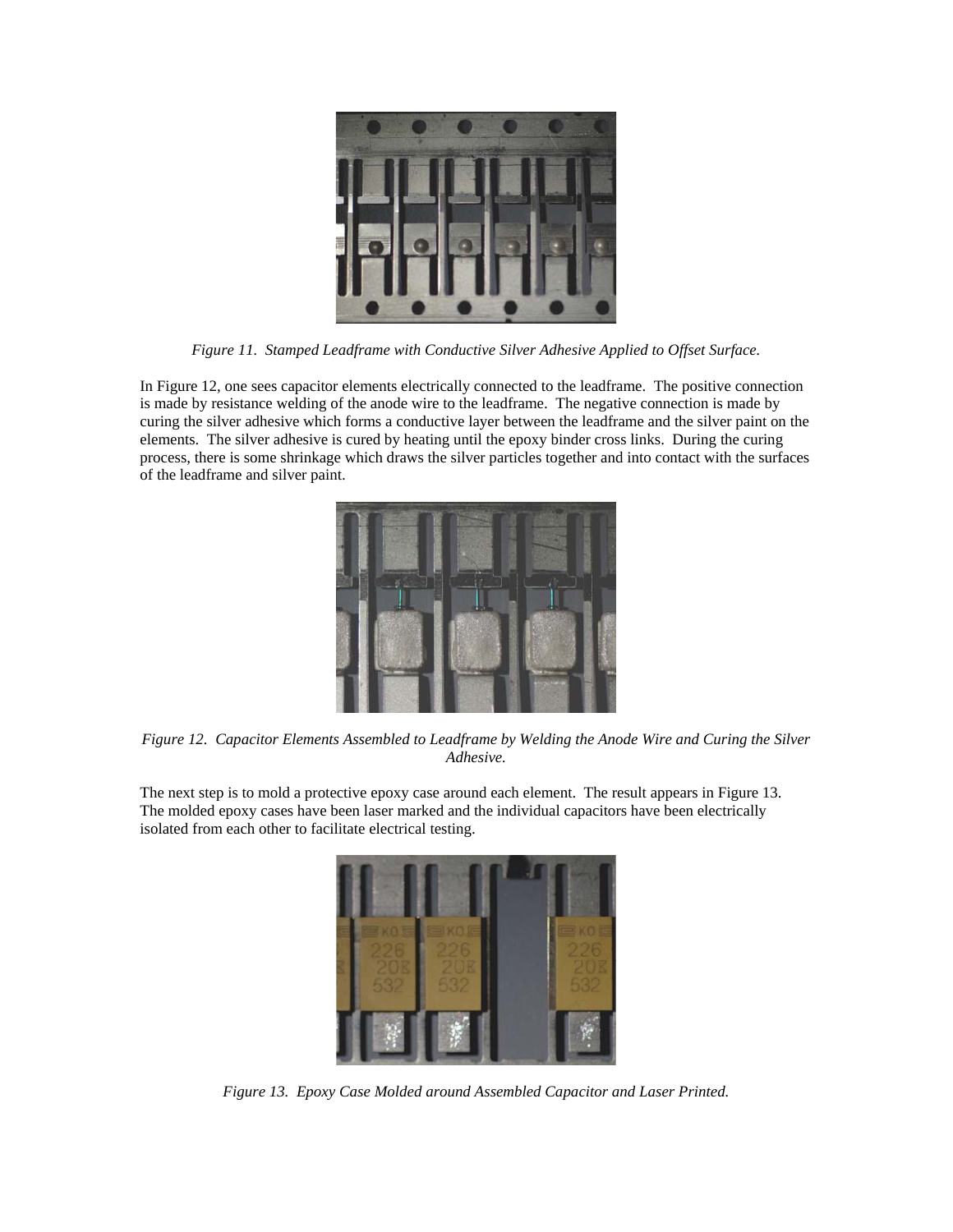*Figure 11. Stamped Leadframe with Conductive Silver Adhesive Applied to Offset Surface.*

In Figure 12, one sees capacitor elements electrically connected to the leadframe. The positive connection is made by resistance welding of the anode wire to the leadframe. The negative connection is made by curing the silver adhesive which forms a conductive layer between the leadframe and the silver paint on the elements. The silver adhesive is cured by heating until the epoxy binder cross links. During the curing process, there is some shrinkage which draws the silver particles together and into contact with the surfaces of the leadframe and silver paint.

*Figure 12. Capacitor Elements Assembled to Leadframe by Welding the Anode Wire and Curing the Silver Adhesive.*

The next step is to mold a protective epoxy case around each element. The result appears in Figure 13. The molded epoxy cases have been laser marked and the individual capacitors have been electrically isolated from each other to facilitate electrical testing.

*Figure 13. Epoxy Case Molded around Assembled Capacitor and Laser Printed.*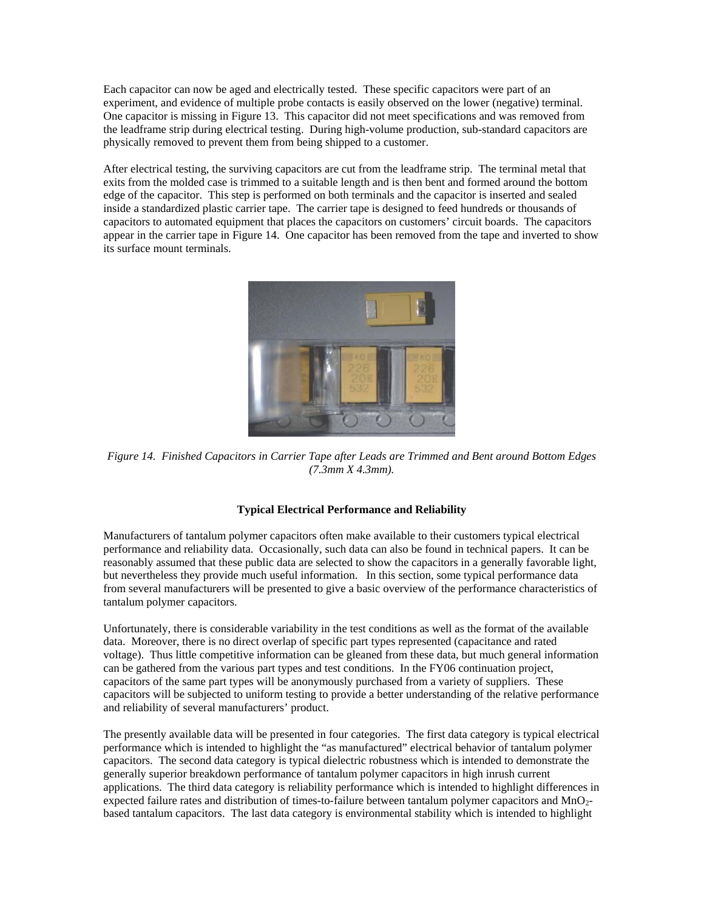Each capacitor can now be aged and electrically tested. These specific capacitors were part of an experiment, and evidence of multiple probe contacts is easily observed on the lower (negative) terminal. One capacitor is missing in Figure 13. This capacitor did not meet specifications and was removed from the leadframe strip during electrical testing. During high-volume production, sub-standard capacitors are physically removed to prevent them from being shipped to a customer.

After electrical testing, the surviving capacitors are cut from the leadframe strip. The terminal metal that exits from the molded case is trimmed to a suitable length and is then bent and formed around the bottom edge of the capacitor. This step is performed on both terminals and the capacitor is inserted and sealed inside a standardized plastic carrier tape. The carrier tape is designed to feed hundreds or thousands of capacitors to automated equipment that places the capacitors on customers' circuit boards. The capacitors appear in the carrier tape in Figure 14. One capacitor has been removed from the tape and inverted to show its surface mount terminals.

*Figure 14. Finished Capacitors in Carrier Tape after Leads are Trimmed and Bent around Bottom Edges (7.3mm X 4.3mm).*

**Typical Electrical Performance and Reliability**

Manufacturers of tantalum polymer capacitors often make available to their customers typical electrical performance and reliability data. Occasionally, such data can also be found in technical papers. It can be reasonably assumed that these public data are selected to show the capacitors in a generally favorable light, but nevertheless they provide much useful information. In this section, some typical performance data from several manufacturers will be presented to give a basic overview of the performance characteristics of tantalum polymer capacitors.

Unfortunately, there is considerable variability in the test conditions as well as the format of the available data. Moreover, there is no direct overlap of specific part types represented (capacitance and rated voltage). Thus little competitive information can be gleaned from these data, but much general information can be gathered from the various part types and test conditions. In the FY06 continuation project, capacitors of the same part types will be anonymously purchased from a variety of suppliers. These capacitors will be subjected to uniform testing to provide a better understanding of the relative performance and reliability of several manufacturers' product.

The presently available data will be presented in four categories. The first data category is typical electrical performance which is intended to highlight the "as manufactured" electrical behavior of tantalum polymer capacitors. The second data category is typical dielectric robustness which is intended to demonstrate the generally superior breakdown performance of tantalum polymer capacitors in high inrush current applications. The third data category is reliability performance which is intended to highlight differences in expected failure rates and distribution of times-to-failure between tantalum polymer capacitors and $MnO_2$-based tantalum capacitors. The last data category is environmental stability which is intended to highlight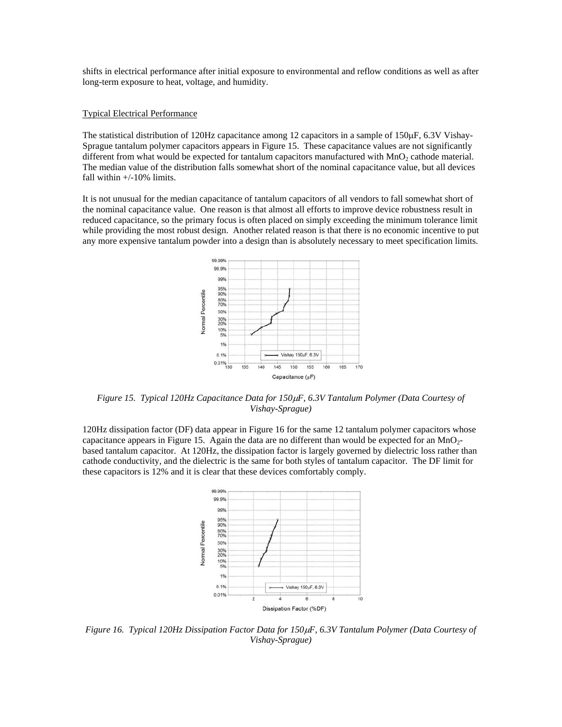shifts in electrical performance after initial exposure to environmental and reflow conditions as well as after long-term exposure to heat, voltage, and humidity.

## Typical Electrical Performance

The statistical distribution of 120Hz capacitance among 12 capacitors in a sample of 150μF, 6.3V Vishay-Sprague tantalum polymer capacitors appears in Figure 15. These capacitance values are not significantly different from what would be expected for tantalum capacitors manufactured with $MnO_2$ cathode material. The median value of the distribution falls somewhat short of the nominal capacitance value, but all devices fall within +/-10% limits.

It is not unusual for the median capacitance of tantalum capacitors of all vendors to fall somewhat short of the nominal capacitance value. One reason is that almost all efforts to improve device robustness result in reduced capacitance, so the primary focus is often placed on simply exceeding the minimum tolerance limit while providing the most robust design. Another related reason is that there is no economic incentive to put any more expensive tantalum powder into a design than is absolutely necessary to meet specification limits.

*Figure 15. Typical 120Hz Capacitance Data for 150μF, 6.3V Tantalum Polymer (Data Courtesy of Vishay-Sprague)*

120Hz dissipation factor (DF) data appear in Figure 16 for the same 12 tantalum polymer capacitors whose capacitance appears in Figure 15. Again the data are no different than would be expected for an $MnO_2$-based tantalum capacitor. At 120Hz, the dissipation factor is largely governed by dielectric loss rather than cathode conductivity, and the dielectric is the same for both styles of tantalum capacitor. The DF limit for these capacitors is 12% and it is clear that these devices comfortably comply.

*Figure 16. Typical 120Hz Dissipation Factor Data for 150μF, 6.3V Tantalum Polymer (Data Courtesy of Vishay-Sprague)*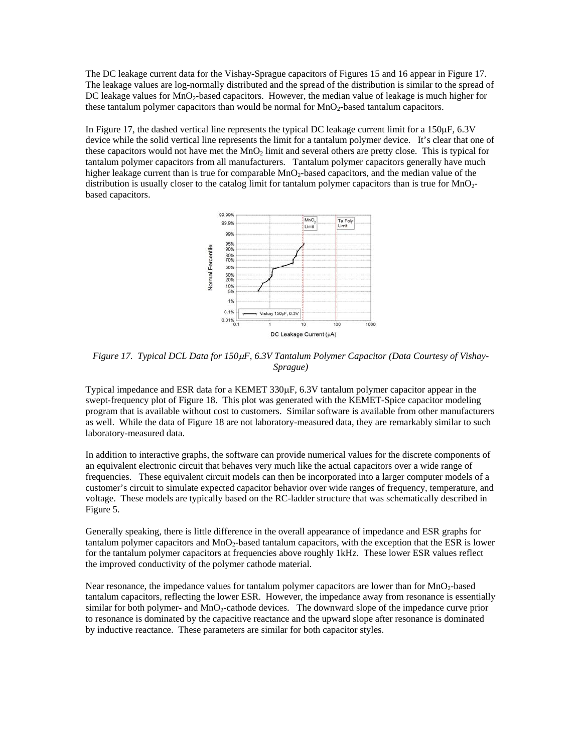The DC leakage current data for the Vishay-Sprague capacitors of Figures 15 and 16 appear in Figure 17. The leakage values are log-normally distributed and the spread of the distribution is similar to the spread of DC leakage values for $MnO_2$-based capacitors. However, the median value of leakage is much higher for these tantalum polymer capacitors than would be normal for $MnO_2$-based tantalum capacitors.

In Figure 17, the dashed vertical line represents the typical DC leakage current limit for a 150μF, 6.3V device while the solid vertical line represents the limit for a tantalum polymer device. It's clear that one of these capacitors would not have met the $MnO_2$ limit and several others are pretty close. This is typical for tantalum polymer capacitors from all manufacturers. Tantalum polymer capacitors generally have much higher leakage current than is true for comparable $MnO_2$-based capacitors, and the median value of the distribution is usually closer to the catalog limit for tantalum polymer capacitors than is true for $MnO_2$-based capacitors.

*Figure 17. Typical DCL Data for 150μF, 6.3V Tantalum Polymer Capacitor (Data Courtesy of Vishay-Sprague)*

Typical impedance and ESR data for a KEMET 330μF, 6.3V tantalum polymer capacitor appear in the swept-frequency plot of Figure 18. This plot was generated with the KEMET-Spice capacitor modeling program that is available without cost to customers. Similar software is available from other manufacturers as well. While the data of Figure 18 are not laboratory-measured data, they are remarkably similar to such laboratory-measured data.

In addition to interactive graphs, the software can provide numerical values for the discrete components of an equivalent electronic circuit that behaves very much like the actual capacitors over a wide range of frequencies. These equivalent circuit models can then be incorporated into a larger computer models of a customer's circuit to simulate expected capacitor behavior over wide ranges of frequency, temperature, and voltage. These models are typically based on the RC-ladder structure that was schematically described in Figure 5.

Generally speaking, there is little difference in the overall appearance of impedance and ESR graphs for tantalum polymer capacitors and $MnO_2$-based tantalum capacitors, with the exception that the ESR is lower for the tantalum polymer capacitors at frequencies above roughly 1kHz. These lower ESR values reflect the improved conductivity of the polymer cathode material.

Near resonance, the impedance values for tantalum polymer capacitors are lower than for $MnO_2$-based tantalum capacitors, reflecting the lower ESR. However, the impedance away from resonance is essentially similar for both polymer- and $MnO_2$-cathode devices. The downward slope of the impedance curve prior to resonance is dominated by the capacitive reactance and the upward slope after resonance is dominated by inductive reactance. These parameters are similar for both capacitor styles.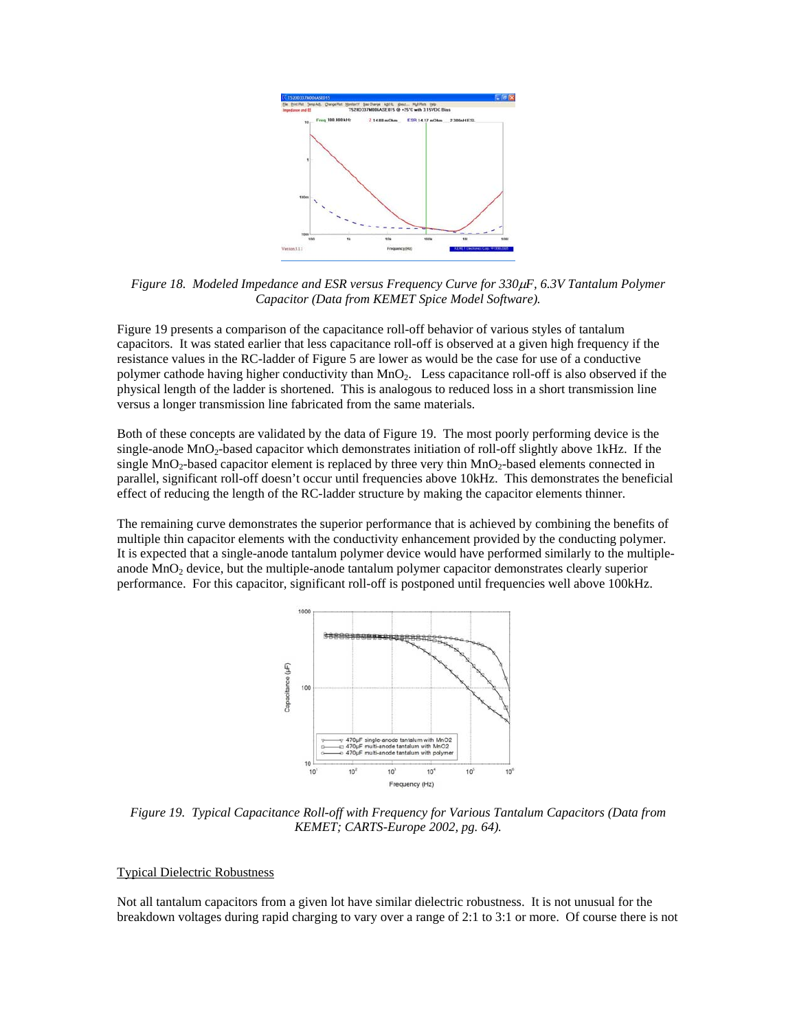*Figure 18. Modeled Impedance and ESR versus Frequency Curve for 330μF, 6.3V Tantalum Polymer Capacitor (Data from KEMET Spice Model Software).*

Figure 19 presents a comparison of the capacitance roll-off behavior of various styles of tantalum capacitors. It was stated earlier that less capacitance roll-off is observed at a given high frequency if the resistance values in the RC-ladder of Figure 5 are lower as would be the case for use of a conductive polymer cathode having higher conductivity than $MnO_2$. Less capacitance roll-off is also observed if the physical length of the ladder is shortened. This is analogous to reduced loss in a short transmission line versus a longer transmission line fabricated from the same materials.

Both of these concepts are validated by the data of Figure 19. The most poorly performing device is the single-anode $MnO_2$-based capacitor which demonstrates initiation of roll-off slightly above 1kHz. If the single $MnO_2$-based capacitor element is replaced by three very thin $MnO_2$-based elements connected in parallel, significant roll-off doesn't occur until frequencies above 10kHz. This demonstrates the beneficial effect of reducing the length of the RC-ladder structure by making the capacitor elements thinner.

The remaining curve demonstrates the superior performance that is achieved by combining the benefits of multiple thin capacitor elements with the conductivity enhancement provided by the conducting polymer. It is expected that a single-anode tantalum polymer device would have performed similarly to the multiple-anode $MnO_2$ device, but the multiple-anode tantalum polymer capacitor demonstrates clearly superior performance. For this capacitor, significant roll-off is postponed until frequencies well above 100kHz.

*Figure 19. Typical Capacitance Roll-off with Frequency for Various Tantalum Capacitors (Data from KEMET; CARTS-Europe 2002, pg. 64).*

## Typical Dielectric Robustness

Not all tantalum capacitors from a given lot have similar dielectric robustness. It is not unusual for the breakdown voltages during rapid charging to vary over a range of 2:1 to 3:1 or more. Of course there is not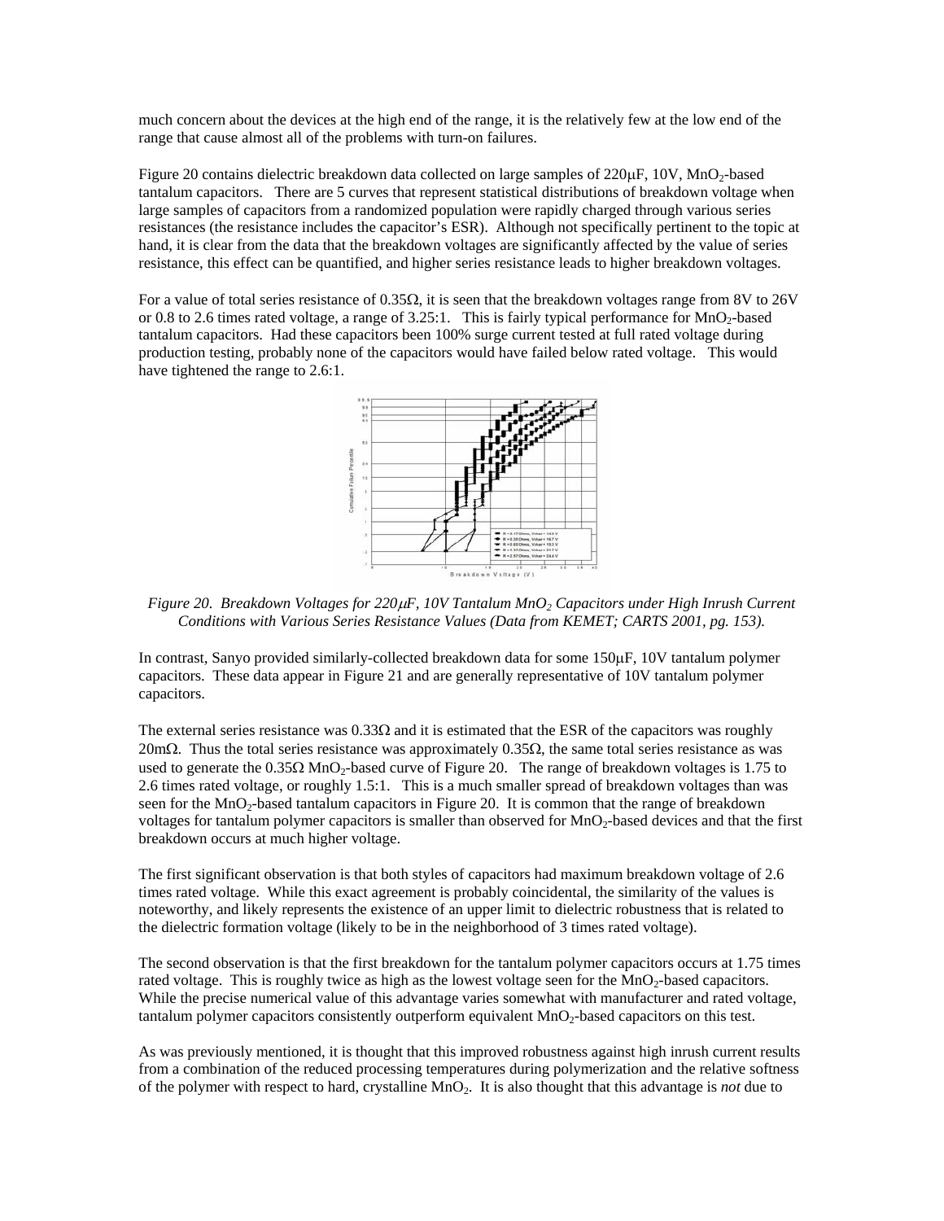much concern about the devices at the high end of the range, it is the relatively few at the low end of the range that cause almost all of the problems with turn-on failures.

Figure 20 contains dielectric breakdown data collected on large samples of 220μF, 10V, $MnO_2$-based tantalum capacitors. There are 5 curves that represent statistical distributions of breakdown voltage when large samples of capacitors from a randomized population were rapidly charged through various series resistances (the resistance includes the capacitor's ESR). Although not specifically pertinent to the topic at hand, it is clear from the data that the breakdown voltages are significantly affected by the value of series resistance, this effect can be quantified, and higher series resistance leads to higher breakdown voltages.

For a value of total series resistance of 0.35Ω, it is seen that the breakdown voltages range from 8V to 26V or 0.8 to 2.6 times rated voltage, a range of 3.25:1. This is fairly typical performance for $MnO_2$-based tantalum capacitors. Had these capacitors been 100% surge current tested at full rated voltage during production testing, probably none of the capacitors would have failed below rated voltage. This would have tightened the range to 2.6:1.

*Figure 20. Breakdown Voltages for 220μF, 10V Tantalum $MnO_2$ Capacitors under High Inrush Current Conditions with Various Series Resistance Values (Data from KEMET; CARTS 2001, pg. 153).*

In contrast, Sanyo provided similarly-collected breakdown data for some 150μF, 10V tantalum polymer capacitors. These data appear in Figure 21 and are generally representative of 10V tantalum polymer capacitors.

The external series resistance was 0.33Ω and it is estimated that the ESR of the capacitors was roughly 20mΩ. Thus the total series resistance was approximately 0.35Ω, the same total series resistance as was used to generate the 0.35Ω $MnO_2$-based curve of Figure 20. The range of breakdown voltages is 1.75 to 2.6 times rated voltage, or roughly 1.5:1. This is a much smaller spread of breakdown voltages than was seen for the $MnO_2$-based tantalum capacitors in Figure 20. It is common that the range of breakdown voltages for tantalum polymer capacitors is smaller than observed for $MnO_2$-based devices and that the first breakdown occurs at much higher voltage.

The first significant observation is that both styles of capacitors had maximum breakdown voltage of 2.6 times rated voltage. While this exact agreement is probably coincidental, the similarity of the values is noteworthy, and likely represents the existence of an upper limit to dielectric robustness that is related to the dielectric formation voltage (likely to be in the neighborhood of 3 times rated voltage).

The second observation is that the first breakdown for the tantalum polymer capacitors occurs at 1.75 times rated voltage. This is roughly twice as high as the lowest voltage seen for the $MnO_2$-based capacitors. While the precise numerical value of this advantage varies somewhat with manufacturer and rated voltage, tantalum polymer capacitors consistently outperform equivalent $MnO_2$-based capacitors on this test.

As was previously mentioned, it is thought that this improved robustness against high inrush current results from a combination of the reduced processing temperatures during polymerization and the relative softness of the polymer with respect to hard, crystalline $MnO_2$. It is also thought that this advantage is *not* due to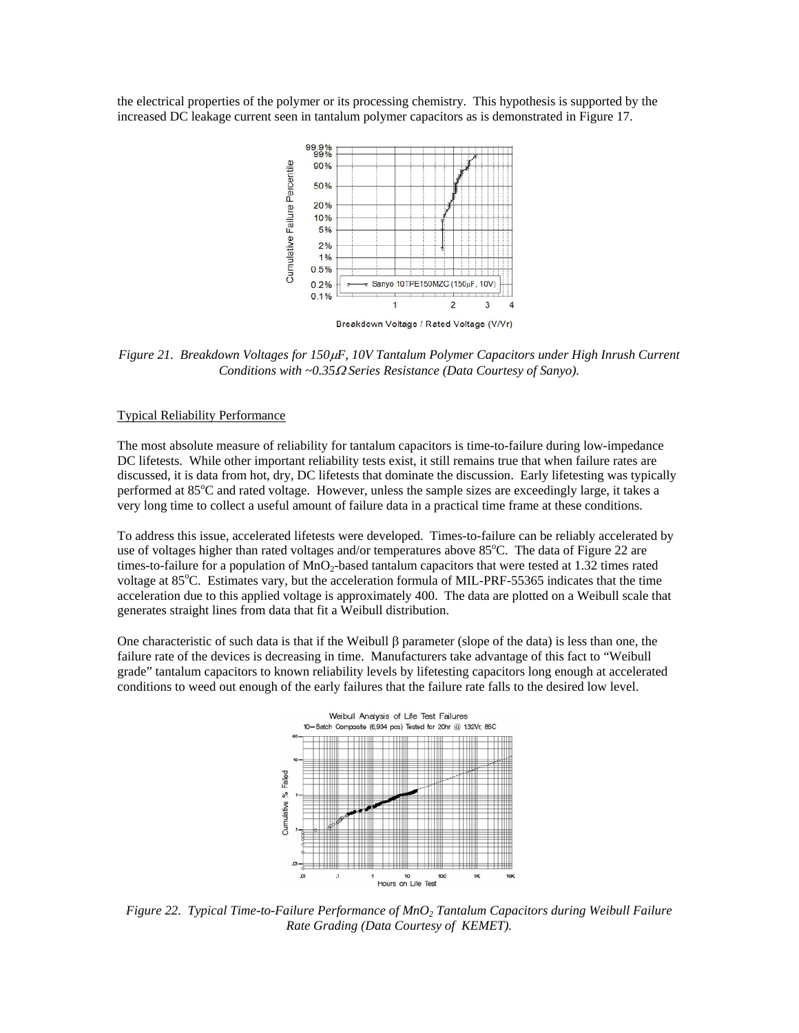the electrical properties of the polymer or its processing chemistry. This hypothesis is supported by the increased DC leakage current seen in tantalum polymer capacitors as is demonstrated in Figure 17.

*Figure 21. Breakdown Voltages for 150μF, 10V Tantalum Polymer Capacitors under High Inrush Current Conditions with ~0.35Ω Series Resistance (Data Courtesy of Sanyo).*

Typical Reliability Performance

The most absolute measure of reliability for tantalum capacitors is time-to-failure during low-impedance DC lifetests. While other important reliability tests exist, it still remains true that when failure rates are discussed, it is data from hot, dry, DC lifetests that dominate the discussion. Early lifetesting was typically performed at 85°C and rated voltage. However, unless the sample sizes are exceedingly large, it takes a very long time to collect a useful amount of failure data in a practical time frame at these conditions.

To address this issue, accelerated lifetests were developed. Times-to-failure can be reliably accelerated by use of voltages higher than rated voltages and/or temperatures above 85°C. The data of Figure 22 are times-to-failure for a population of $MnO_2$-based tantalum capacitors that were tested at 1.32 times rated voltage at 85°C. Estimates vary, but the acceleration formula of MIL-PRF-55365 indicates that the time acceleration due to this applied voltage is approximately 400. The data are plotted on a Weibull scale that generates straight lines from data that fit a Weibull distribution.

One characteristic of such data is that if the Weibull $\beta$ parameter (slope of the data) is less than one, the failure rate of the devices is decreasing in time. Manufacturers take advantage of this fact to "Weibull grade" tantalum capacitors to known reliability levels by lifetesting capacitors long enough at accelerated conditions to weed out enough of the early failures that the failure rate falls to the desired low level.

*Figure 22. Typical Time-to-Failure Performance of $MnO_2$ Tantalum Capacitors during Weibull Failure Rate Grading (Data Courtesy of KEMET).*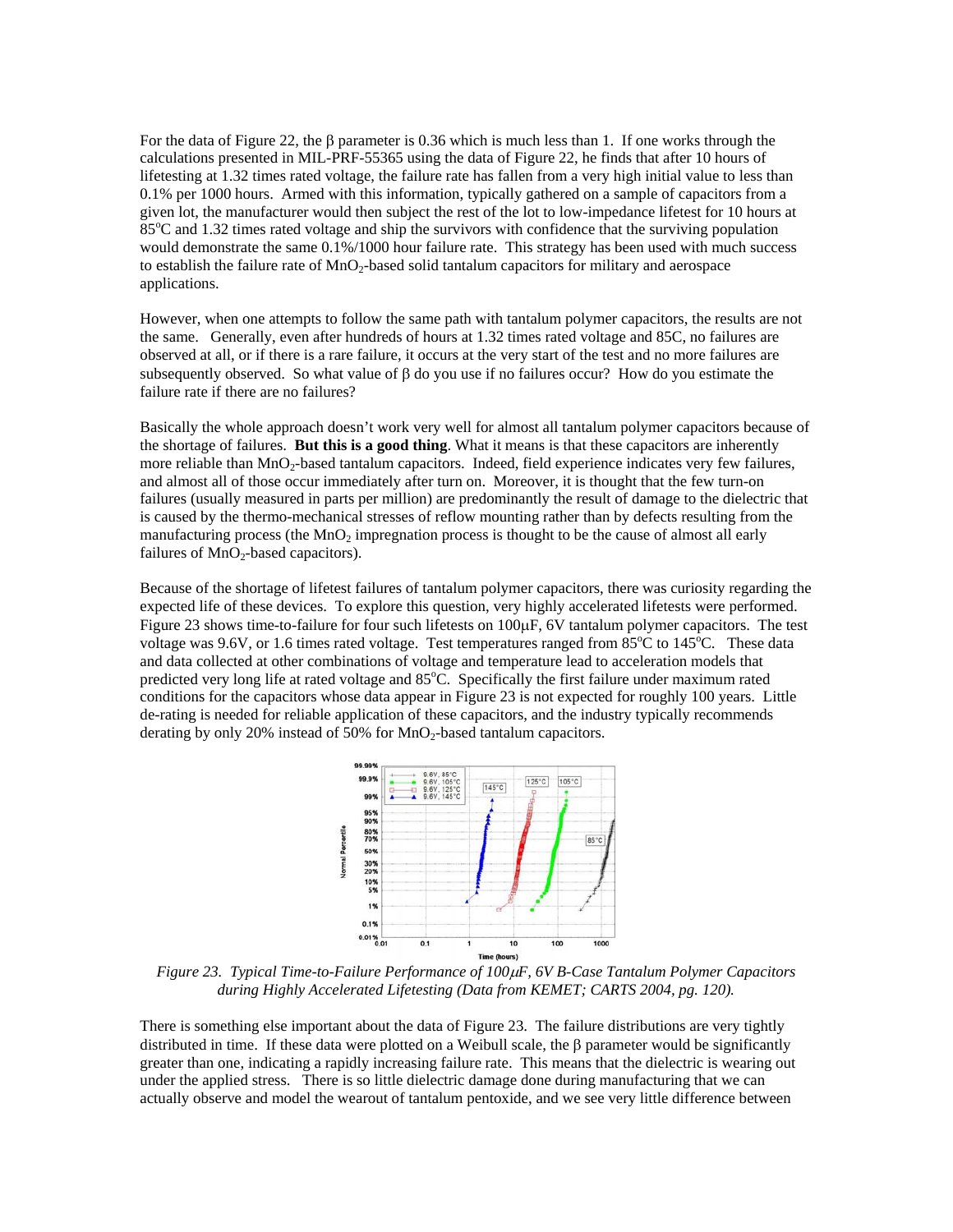For the data of Figure 22, the β parameter is 0.36 which is much less than 1. If one works through the calculations presented in MIL-PRF-55365 using the data of Figure 22, he finds that after 10 hours of lifetesting at 1.32 times rated voltage, the failure rate has fallen from a very high initial value to less than 0.1% per 1000 hours. Armed with this information, typically gathered on a sample of capacitors from a given lot, the manufacturer would then subject the rest of the lot to low-impedance lifetest for 10 hours at 85°C and 1.32 times rated voltage and ship the survivors with confidence that the surviving population would demonstrate the same 0.1%/1000 hour failure rate. This strategy has been used with much success to establish the failure rate of $MnO_2$-based solid tantalum capacitors for military and aerospace applications.

However, when one attempts to follow the same path with tantalum polymer capacitors, the results are not the same. Generally, even after hundreds of hours at 1.32 times rated voltage and 85C, no failures are observed at all, or if there is a rare failure, it occurs at the very start of the test and no more failures are subsequently observed. So what value of β do you use if no failures occur? How do you estimate the failure rate if there are no failures?

Basically the whole approach doesn't work very well for almost all tantalum polymer capacitors because of the shortage of failures. **But this is a good thing**. What it means is that these capacitors are inherently more reliable than $MnO_2$-based tantalum capacitors. Indeed, field experience indicates very few failures, and almost all of those occur immediately after turn on. Moreover, it is thought that the few turn-on failures (usually measured in parts per million) are predominantly the result of damage to the dielectric that is caused by the thermo-mechanical stresses of reflow mounting rather than by defects resulting from the manufacturing process (the $MnO_2$ impregnation process is thought to be the cause of almost all early failures of $MnO_2$-based capacitors).

Because of the shortage of lifetest failures of tantalum polymer capacitors, there was curiosity regarding the expected life of these devices. To explore this question, very highly accelerated lifetests were performed. Figure 23 shows time-to-failure for four such lifetests on 100μF, 6V tantalum polymer capacitors. The test voltage was 9.6V, or 1.6 times rated voltage. Test temperatures ranged from 85°C to 145°C. These data and data collected at other combinations of voltage and temperature lead to acceleration models that predicted very long life at rated voltage and 85°C. Specifically the first failure under maximum rated conditions for the capacitors whose data appear in Figure 23 is not expected for roughly 100 years. Little de-rating is needed for reliable application of these capacitors, and the industry typically recommends derating by only 20% instead of 50% for $MnO_2$-based tantalum capacitors.

*Figure 23. Typical Time-to-Failure Performance of 100μF, 6V B-Case Tantalum Polymer Capacitors during Highly Accelerated Lifetesting (Data from KEMET; CARTS 2004, pg. 120).*

There is something else important about the data of Figure 23. The failure distributions are very tightly distributed in time. If these data were plotted on a Weibull scale, the β parameter would be significantly greater than one, indicating a rapidly increasing failure rate. This means that the dielectric is wearing out under the applied stress. There is so little dielectric damage done during manufacturing that we can actually observe and model the wearout of tantalum pentoxide, and we see very little difference between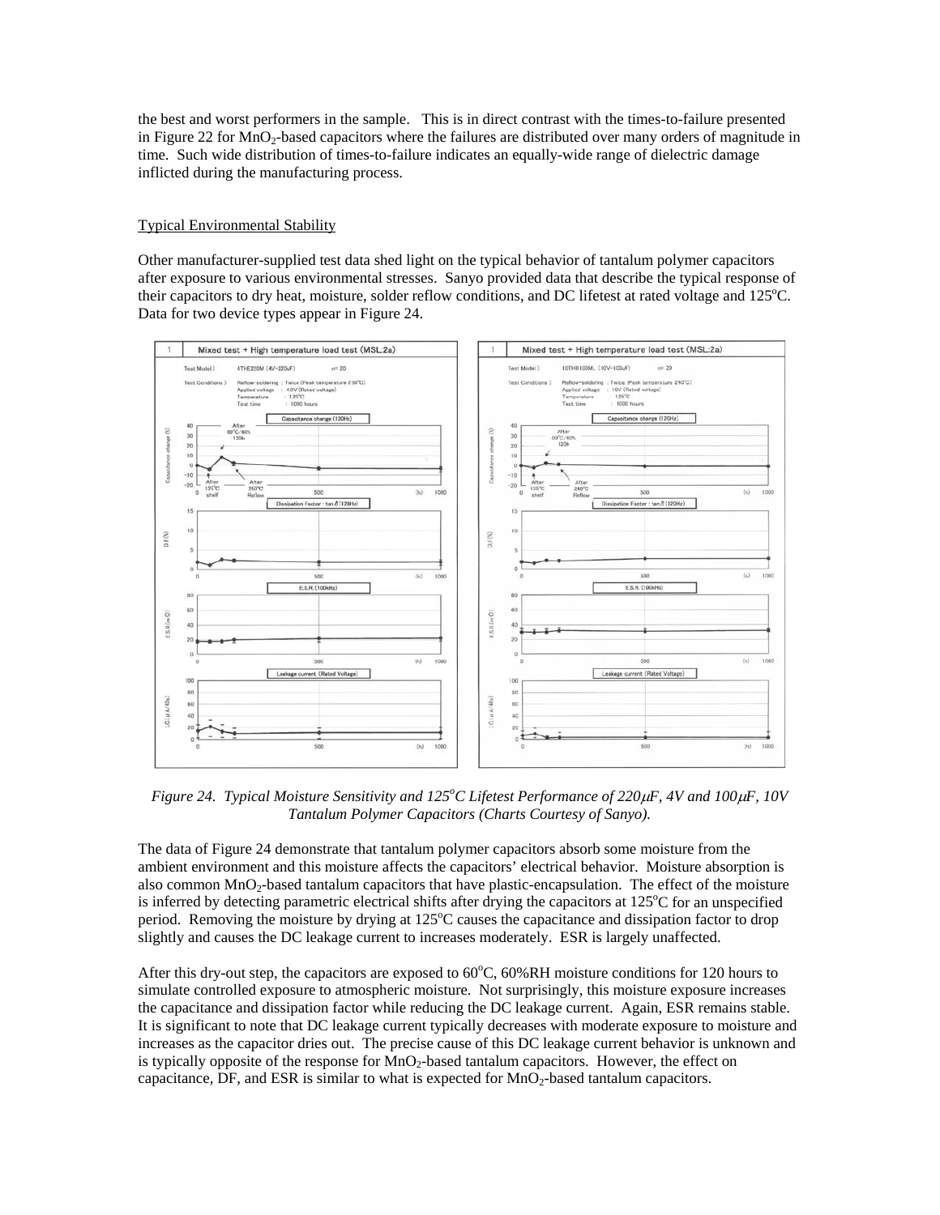the best and worst performers in the sample. This is in direct contrast with the times-to-failure presented in Figure 22 for $MnO_2$-based capacitors where the failures are distributed over many orders of magnitude in time. Such wide distribution of times-to-failure indicates an equally-wide range of dielectric damage inflicted during the manufacturing process.

## Typical Environmental Stability

Other manufacturer-supplied test data shed light on the typical behavior of tantalum polymer capacitors after exposure to various environmental stresses. Sanyo provided data that describe the typical response of their capacitors to dry heat, moisture, solder reflow conditions, and DC lifetest at rated voltage and 125$^o$C. Data for two device types appear in Figure 24.

*Figure 24. Typical Moisture Sensitivity and 125$^o$C Lifetest Performance of 220$\mu$F, 4V and 100$\mu$F, 10V Tantalum Polymer Capacitors (Charts Courtesy of Sanyo).*

The data of Figure 24 demonstrate that tantalum polymer capacitors absorb some moisture from the ambient environment and this moisture affects the capacitors' electrical behavior. Moisture absorption is also common $MnO_2$-based tantalum capacitors that have plastic-encapsulation. The effect of the moisture is inferred by detecting parametric electrical shifts after drying the capacitors at 125$^o$C for an unspecified period. Removing the moisture by drying at 125$^o$C causes the capacitance and dissipation factor to drop slightly and causes the DC leakage current to increases moderately. ESR is largely unaffected.

After this dry-out step, the capacitors are exposed to 60$^o$C, 60%RH moisture conditions for 120 hours to simulate controlled exposure to atmospheric moisture. Not surprisingly, this moisture exposure increases the capacitance and dissipation factor while reducing the DC leakage current. Again, ESR remains stable. It is significant to note that DC leakage current typically decreases with moderate exposure to moisture and increases as the capacitor dries out. The precise cause of this DC leakage current behavior is unknown and is typically opposite of the response for $MnO_2$-based tantalum capacitors. However, the effect on capacitance, DF, and ESR is similar to what is expected for $MnO_2$-based tantalum capacitors.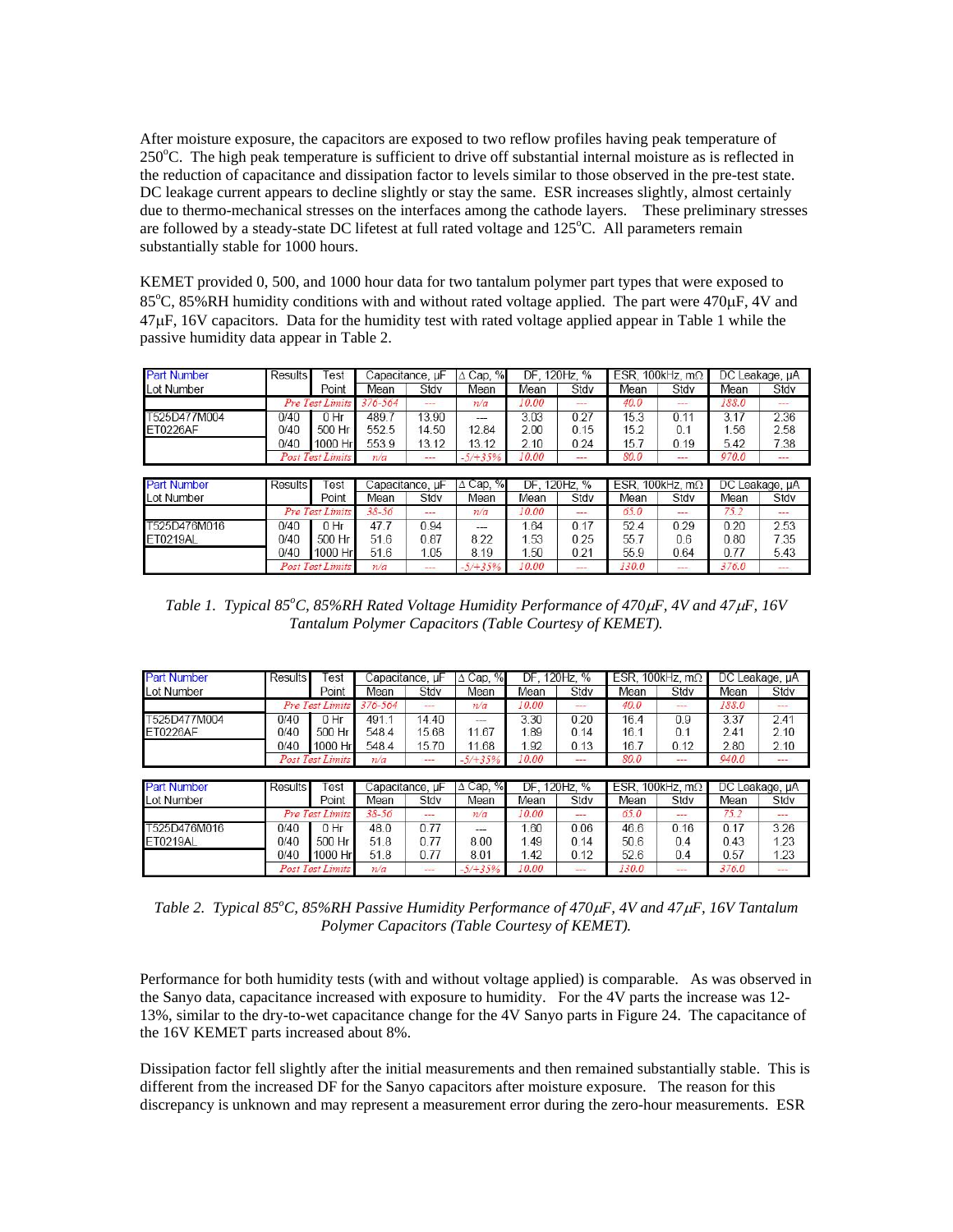After moisture exposure, the capacitors are exposed to two reflow profiles having peak temperature of 250°C. The high peak temperature is sufficient to drive off substantial internal moisture as is reflected in the reduction of capacitance and dissipation factor to levels similar to those observed in the pre-test state. DC leakage current appears to decline slightly or stay the same. ESR increases slightly, almost certainly due to thermo-mechanical stresses on the interfaces among the cathode layers. These preliminary stresses are followed by a steady-state DC lifetest at full rated voltage and 125°C. All parameters remain substantially stable for 1000 hours.

KEMET provided 0, 500, and 1000 hour data for two tantalum polymer part types that were exposed to 85°C, 85%RH humidity conditions with and without rated voltage applied. The part were 470μF, 4V and 47μF, 16V capacitors. Data for the humidity test with rated voltage applied appear in Table 1 while the passive humidity data appear in Table 2.

| Part Number | Results | Test | Capacitance, μF | | Δ Cap, % | DF, 120Hz, % | | ESR, 100kHz, mΩ | | DC Leakage, μA | |
|---|---|---|---|---|---|---|---|---|---|---|---|
| Lot Number | | Point | Mean | Stdv | Mean | Mean | Stdv | Mean | Stdv | Mean | Stdv |
| | | *Pre Test Limits* | *376-564* | --- | *n/a* | *10.00* | --- | *40.0* | --- | *188.0* | --- |
| T525D477M004 | 0/40 | 0 Hr | 489.7 | 13.90 | --- | 3.03 | 0.27 | 15.3 | 0.11 | 3.17 | 2.36 |
| ET0226AF | 0/40 | 500 Hr | 552.5 | 14.50 | 12.84 | 2.00 | 0.15 | 15.2 | 0.1 | 1.56 | 2.58 |
| | 0/40 | 1000 Hr | 553.9 | 13.12 | 13.12 | 2.10 | 0.24 | 15.7 | 0.19 | 5.42 | 7.38 |
| | | *Post Test Limits* | *n/a* | --- | *-5/+35%* | *10.00* | --- | *80.0* | --- | *970.0* | --- |

| Part Number | Results | Test | Capacitance, μF | | Δ Cap, % | DF, 120Hz, % | | ESR, 100kHz, mΩ | | DC Leakage, μA | |
|---|---|---|---|---|---|---|---|---|---|---|---|
| Lot Number | | Point | Mean | Stdv | Mean | Mean | Stdv | Mean | Stdv | Mean | Stdv |
| | | *Pre Test Limits* | *38-56* | --- | *n/a* | *10.00* | --- | *65.0* | --- | *75.2* | --- |
| T525D476M016 | 0/40 | 0 Hr | 47.7 | 0.94 | --- | 1.64 | 0.17 | 52.4 | 0.29 | 0.20 | 2.53 |
| ET0219AL | 0/40 | 500 Hr | 51.6 | 0.87 | 8.22 | 1.53 | 0.25 | 55.7 | 0.6 | 0.80 | 7.35 |
| | 0/40 | 1000 Hr | 51.6 | 1.05 | 8.19 | 1.50 | 0.21 | 55.9 | 0.64 | 0.77 | 5.43 |
| | | *Post Test Limits* | *n/a* | --- | *-5/+35%* | *10.00* | --- | *130.0* | --- | *376.0* | --- |

*Table 1. Typical 85°C, 85%RH Rated Voltage Humidity Performance of 470μF, 4V and 47μF, 16V Tantalum Polymer Capacitors (Table Courtesy of KEMET).*

| Part Number | Results | Test | Capacitance, μF | | Δ Cap, % | DF, 120Hz, % | | ESR, 100kHz, mΩ | | DC Leakage, μA | |
|---|---|---|---|---|---|---|---|---|---|---|---|
| Lot Number | | Point | Mean | Stdv | Mean | Mean | Stdv | Mean | Stdv | Mean | Stdv |
| | | *Pre Test Limits* | *376-564* | --- | *n/a* | *10.00* | --- | *40.0* | --- | *188.0* | --- |
| T525D477M004 | 0/40 | 0 Hr | 491.1 | 14.40 | --- | 3.30 | 0.20 | 16.4 | 0.9 | 3.37 | 2.41 |
| ET0226AF | 0/40 | 500 Hr | 548.4 | 15.68 | 11.67 | 1.89 | 0.14 | 16.1 | 0.1 | 2.41 | 2.10 |
| | 0/40 | 1000 Hr | 548.4 | 15.70 | 11.68 | 1.92 | 0.13 | 16.7 | 0.12 | 2.80 | 2.10 |
| | | *Post Test Limits* | *n/a* | --- | *-5/+35%* | *10.00* | --- | *80.0* | --- | *940.0* | --- |

| Part Number | Results | Test | Capacitance, μF | | Δ Cap, % | DF, 120Hz, % | | ESR, 100kHz, mΩ | | DC Leakage, μA | |
|---|---|---|---|---|---|---|---|---|---|---|---|
| Lot Number | | Point | Mean | Stdv | Mean | Mean | Stdv | Mean | Stdv | Mean | Stdv |
| | | *Pre Test Limits* | *38-56* | --- | *n/a* | *10.00* | --- | *65.0* | --- | *75.2* | --- |
| T525D476M016 | 0/40 | 0 Hr | 48.0 | 0.77 | --- | 1.60 | 0.06 | 46.6 | 0.16 | 0.17 | 3.26 |
| ET0219AL | 0/40 | 500 Hr | 51.8 | 0.77 | 8.00 | 1.49 | 0.14 | 50.6 | 0.4 | 0.43 | 1.23 |
| | 0/40 | 1000 Hr | 51.8 | 0.77 | 8.01 | 1.42 | 0.12 | 52.6 | 0.4 | 0.57 | 1.23 |
| | | *Post Test Limits* | *n/a* | --- | *-5/+35%* | *10.00* | --- | *130.0* | --- | *376.0* | --- |

*Table 2. Typical 85°C, 85%RH Passive Humidity Performance of 470μF, 4V and 47μF, 16V Tantalum Polymer Capacitors (Table Courtesy of KEMET).*

Performance for both humidity tests (with and without voltage applied) is comparable. As was observed in the Sanyo data, capacitance increased with exposure to humidity. For the 4V parts the increase was 12-13%, similar to the dry-to-wet capacitance change for the 4V Sanyo parts in Figure 24. The capacitance of the 16V KEMET parts increased about 8%.

Dissipation factor fell slightly after the initial measurements and then remained substantially stable. This is different from the increased DF for the Sanyo capacitors after moisture exposure. The reason for this discrepancy is unknown and may represent a measurement error during the zero-hour measurements. ESR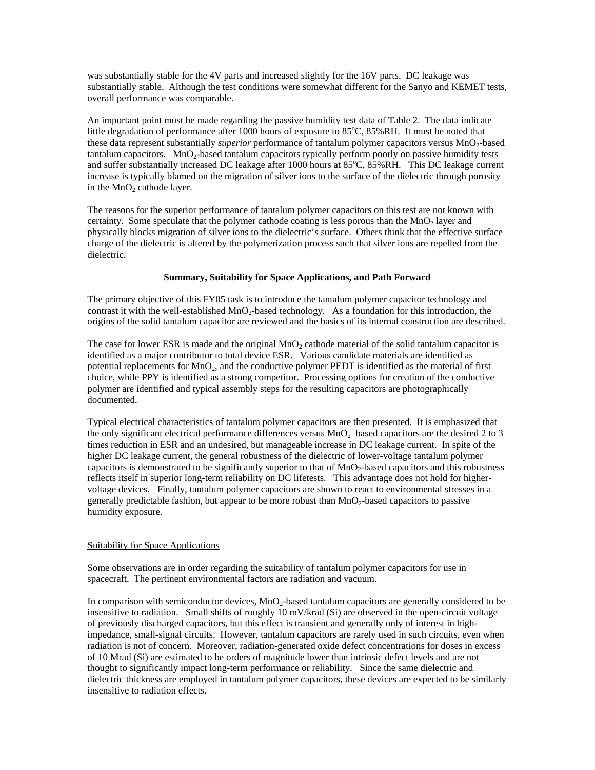was substantially stable for the 4V parts and increased slightly for the 16V parts. DC leakage was substantially stable. Although the test conditions were somewhat different for the Sanyo and KEMET tests, overall performance was comparable.

An important point must be made regarding the passive humidity test data of Table 2. The data indicate little degradation of performance after 1000 hours of exposure to $85^oC$, 85%RH. It must be noted that these data represent substantially *superior* performance of tantalum polymer capacitors versus $MnO_2$-based tantalum capacitors. $MnO_2$-based tantalum capacitors typically perform poorly on passive humidity tests and suffer substantially increased DC leakage after 1000 hours at $85^oC$, 85%RH. This DC leakage current increase is typically blamed on the migration of silver ions to the surface of the dielectric through porosity in the $MnO_2$ cathode layer.

The reasons for the superior performance of tantalum polymer capacitors on this test are not known with certainty. Some speculate that the polymer cathode coating is less porous than the $MnO_2$ layer and physically blocks migration of silver ions to the dielectric's surface. Others think that the effective surface charge of the dielectric is altered by the polymerization process such that silver ions are repelled from the dielectric.

## Summary, Suitability for Space Applications, and Path Forward

The primary objective of this FY05 task is to introduce the tantalum polymer capacitor technology and contrast it with the well-established $MnO_2$-based technology. As a foundation for this introduction, the origins of the solid tantalum capacitor are reviewed and the basics of its internal construction are described.

The case for lower ESR is made and the original $MnO_2$ cathode material of the solid tantalum capacitor is identified as a major contributor to total device ESR. Various candidate materials are identified as potential replacements for $MnO_2$, and the conductive polymer PEDT is identified as the material of first choice, while PPY is identified as a strong competitor. Processing options for creation of the conductive polymer are identified and typical assembly steps for the resulting capacitors are photographically documented.

Typical electrical characteristics of tantalum polymer capacitors are then presented. It is emphasized that the only significant electrical performance differences versus $MnO_2$–based capacitors are the desired 2 to 3 times reduction in ESR and an undesired, but manageable increase in DC leakage current. In spite of the higher DC leakage current, the general robustness of the dielectric of lower-voltage tantalum polymer capacitors is demonstrated to be significantly superior to that of $MnO_2$-based capacitors and this robustness reflects itself in superior long-term reliability on DC lifetests. This advantage does not hold for higher-voltage devices. Finally, tantalum polymer capacitors are shown to react to environmental stresses in a generally predictable fashion, but appear to be more robust than $MnO_2$-based capacitors to passive humidity exposure.

### Suitability for Space Applications

Some observations are in order regarding the suitability of tantalum polymer capacitors for use in spacecraft. The pertinent environmental factors are radiation and vacuum.

In comparison with semiconductor devices, $MnO_2$-based tantalum capacitors are generally considered to be insensitive to radiation. Small shifts of roughly 10 mV/krad (Si) are observed in the open-circuit voltage of previously discharged capacitors, but this effect is transient and generally only of interest in high-impedance, small-signal circuits. However, tantalum capacitors are rarely used in such circuits, even when radiation is not of concern. Moreover, radiation-generated oxide defect concentrations for doses in excess of 10 Mrad (Si) are estimated to be orders of magnitude lower than intrinsic defect levels and are not thought to significantly impact long-term performance or reliability. Since the same dielectric and dielectric thickness are employed in tantalum polymer capacitors, these devices are expected to be similarly insensitive to radiation effects.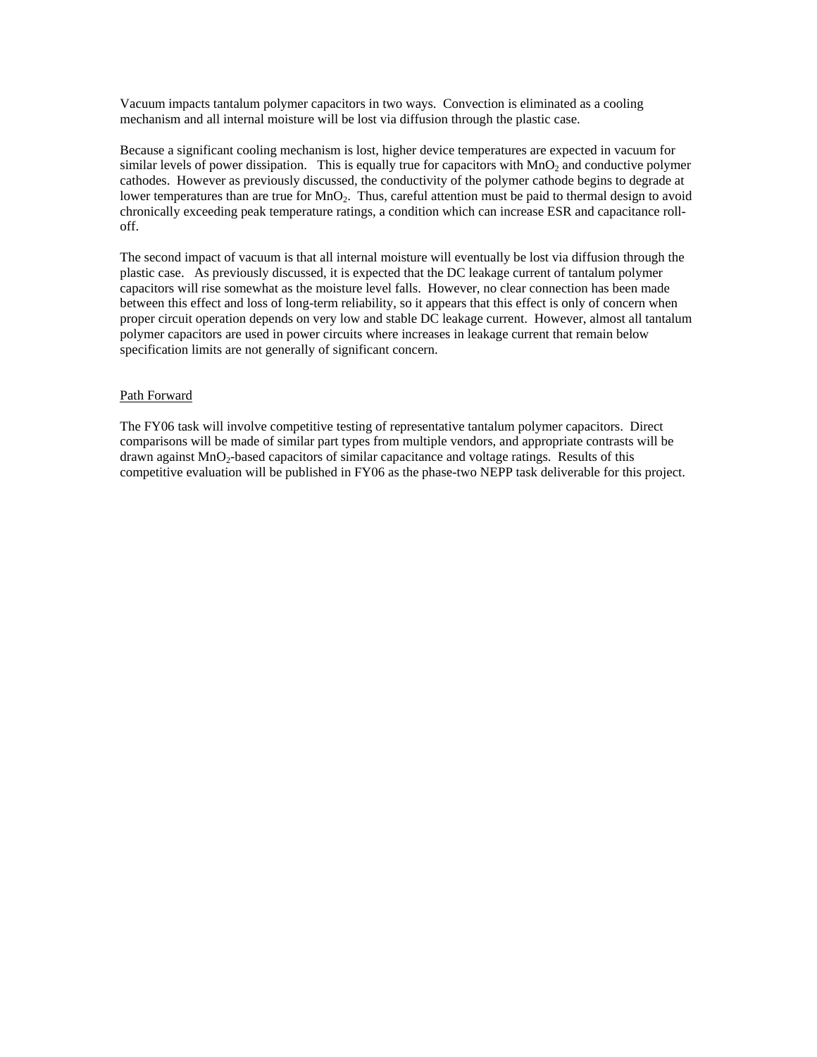Vacuum impacts tantalum polymer capacitors in two ways. Convection is eliminated as a cooling mechanism and all internal moisture will be lost via diffusion through the plastic case.

Because a significant cooling mechanism is lost, higher device temperatures are expected in vacuum for similar levels of power dissipation. This is equally true for capacitors with $MnO_2$ and conductive polymer cathodes. However as previously discussed, the conductivity of the polymer cathode begins to degrade at lower temperatures than are true for $MnO_2$. Thus, careful attention must be paid to thermal design to avoid chronically exceeding peak temperature ratings, a condition which can increase ESR and capacitance roll-off.

The second impact of vacuum is that all internal moisture will eventually be lost via diffusion through the plastic case. As previously discussed, it is expected that the DC leakage current of tantalum polymer capacitors will rise somewhat as the moisture level falls. However, no clear connection has been made between this effect and loss of long-term reliability, so it appears that this effect is only of concern when proper circuit operation depends on very low and stable DC leakage current. However, almost all tantalum polymer capacitors are used in power circuits where increases in leakage current that remain below specification limits are not generally of significant concern.

## Path Forward

The FY06 task will involve competitive testing of representative tantalum polymer capacitors. Direct comparisons will be made of similar part types from multiple vendors, and appropriate contrasts will be drawn against $MnO_2$-based capacitors of similar capacitance and voltage ratings. Results of this competitive evaluation will be published in FY06 as the phase-two NEPP task deliverable for this project.